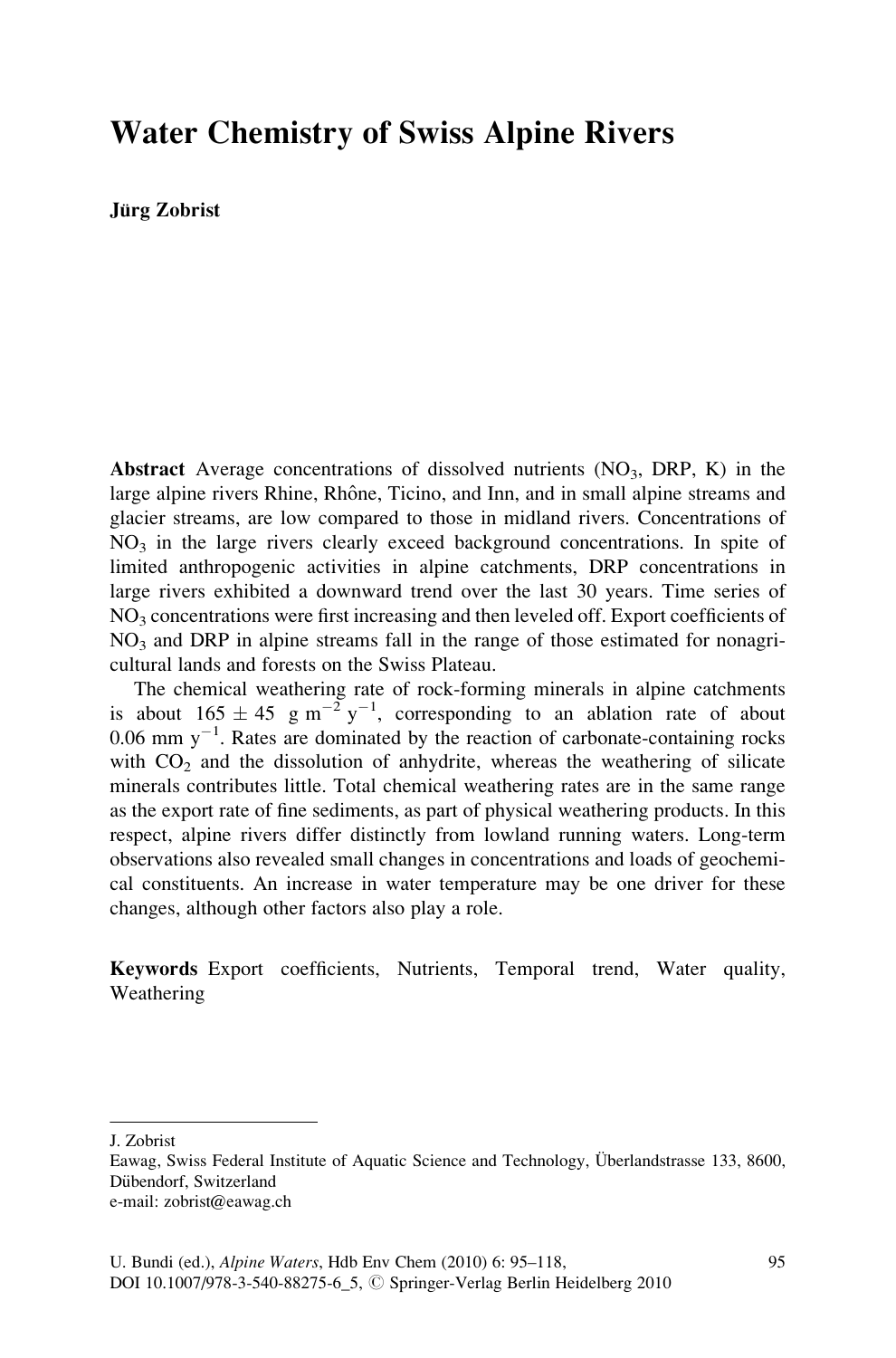# Water Chemistry of Swiss Alpine Rivers

**Jürg Zobrist**

**Abstract** Average concentrations of dissolved nutrients ($NO_3$, DRP, K) in the large alpine rivers Rhine, Rhône, Ticino, and Inn, and in small alpine streams and glacier streams, are low compared to those in midland rivers. Concentrations of $NO_3$ in the large rivers clearly exceed background concentrations. In spite of limited anthropogenic activities in alpine catchments, DRP concentrations in large rivers exhibited a downward trend over the last 30 years. Time series of $NO_3$ concentrations were first increasing and then leveled off. Export coefficients of $NO_3$ and DRP in alpine streams fall in the range of those estimated for nonagricultural lands and forests on the Swiss Plateau.

The chemical weathering rate of rock-forming minerals in alpine catchments is about $165 \pm 45\ \text{g m}^{-2}\ \text{y}^{-1}$, corresponding to an ablation rate of about $0.06\ \text{mm y}^{-1}$. Rates are dominated by the reaction of carbonate-containing rocks with $CO_2$ and the dissolution of anhydrite, whereas the weathering of silicate minerals contributes little. Total chemical weathering rates are in the same range as the export rate of fine sediments, as part of physical weathering products. In this respect, alpine rivers differ distinctly from lowland running waters. Long-term observations also revealed small changes in concentrations and loads of geochemical constituents. An increase in water temperature may be one driver for these changes, although other factors also play a role.

**Keywords** Export coefficients, Nutrients, Temporal trend, Water quality, Weathering

---

J. Zobrist
Eawag, Swiss Federal Institute of Aquatic Science and Technology, Überlandstrasse 133, 8600, Dübendorf, Switzerland
e-mail: zobrist@eawag.ch

U. Bundi (ed.), *Alpine Waters*, Hdb Env Chem (2010) 6: 95–118,
DOI 10.1007/978-3-540-88275-6_5, © Springer-Verlag Berlin Heidelberg 2010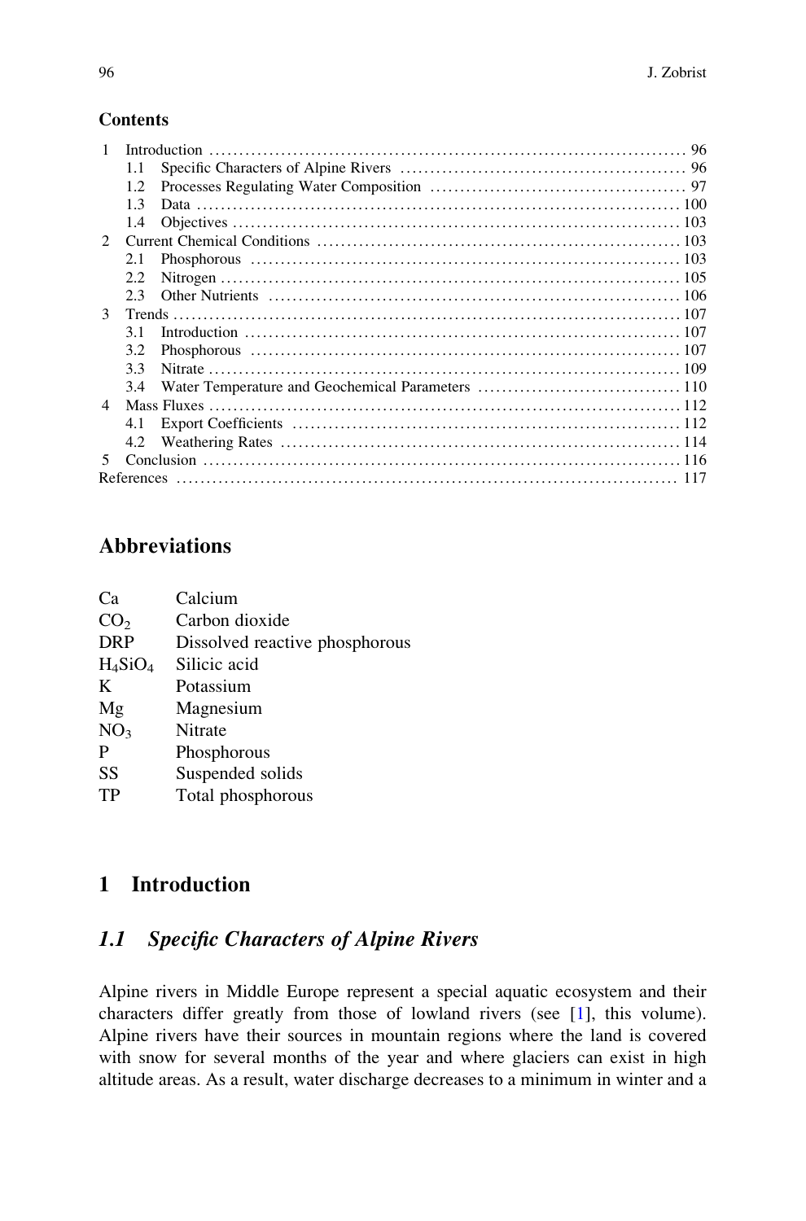**Contents**

1 Introduction ........ 96
  1.1 Specific Characters of Alpine Rivers ........ 96
  1.2 Processes Regulating Water Composition ........ 97
  1.3 Data ........ 100
  1.4 Objectives ........ 103
2 Current Chemical Conditions ........ 103
  2.1 Phosphorous ........ 103
  2.2 Nitrogen ........ 105
  2.3 Other Nutrients ........ 106
3 Trends ........ 107
  3.1 Introduction ........ 107
  3.2 Phosphorous ........ 107
  3.3 Nitrate ........ 109
  3.4 Water Temperature and Geochemical Parameters ........ 110
4 Mass Fluxes ........ 112
  4.1 Export Coefficients ........ 112
  4.2 Weathering Rates ........ 114
5 Conclusion ........ 116
References ........ 117

## Abbreviations

| | |
|---|---|
| Ca | Calcium |
| $CO_2$ | Carbon dioxide |
| DRP | Dissolved reactive phosphorous |
| $H_4SiO_4$ | Silicic acid |
| K | Potassium |
| Mg | Magnesium |
| $NO_3$ | Nitrate |
| P | Phosphorous |
| SS | Suspended solids |
| TP | Total phosphorous |

## 1 Introduction

### *1.1 Specific Characters of Alpine Rivers*

Alpine rivers in Middle Europe represent a special aquatic ecosystem and their characters differ greatly from those of lowland rivers (see [1], this volume). Alpine rivers have their sources in mountain regions where the land is covered with snow for several months of the year and where glaciers can exist in high altitude areas. As a result, water discharge decreases to a minimum in winter and a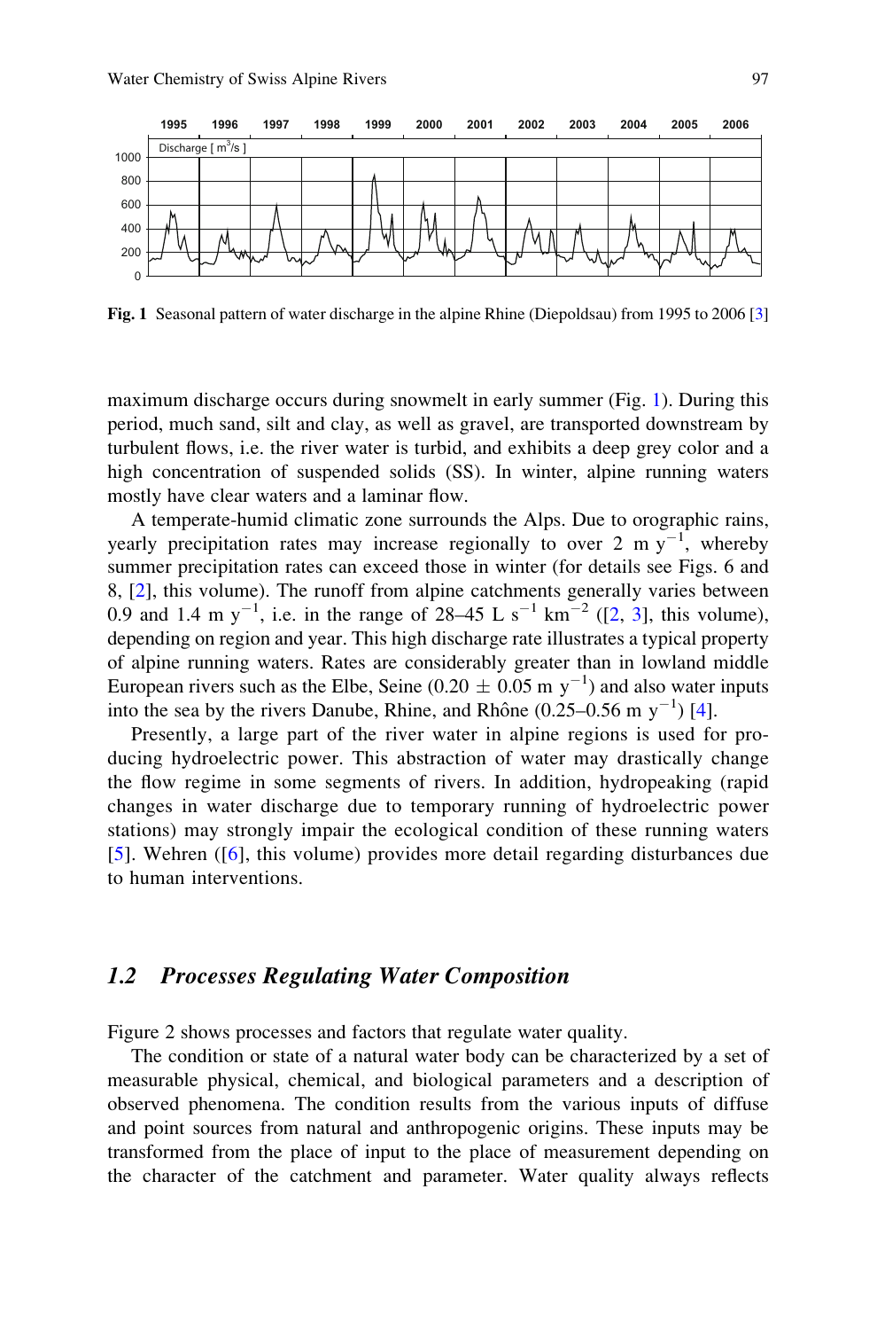Fig. 1 Seasonal pattern of water discharge in the alpine Rhine (Diepoldsau) from 1995 to 2006 [3]

maximum discharge occurs during snowmelt in early summer (Fig. 1). During this period, much sand, silt and clay, as well as gravel, are transported downstream by turbulent flows, i.e. the river water is turbid, and exhibits a deep grey color and a high concentration of suspended solids (SS). In winter, alpine running waters mostly have clear waters and a laminar flow.

A temperate-humid climatic zone surrounds the Alps. Due to orographic rains, yearly precipitation rates may increase regionally to over 2 m $y^{-1}$, whereby summer precipitation rates can exceed those in winter (for details see Figs. 6 and 8, [2], this volume). The runoff from alpine catchments generally varies between 0.9 and 1.4 m $y^{-1}$, i.e. in the range of 28–45 L $s^{-1}$ $km^{-2}$ ([2, 3], this volume), depending on region and year. This high discharge rate illustrates a typical property of alpine running waters. Rates are considerably greater than in lowland middle European rivers such as the Elbe, Seine ($0.20 \pm 0.05$ m $y^{-1}$) and also water inputs into the sea by the rivers Danube, Rhine, and Rhône (0.25–0.56 m $y^{-1}$) [4].

Presently, a large part of the river water in alpine regions is used for producing hydroelectric power. This abstraction of water may drastically change the flow regime in some segments of rivers. In addition, hydropeaking (rapid changes in water discharge due to temporary running of hydroelectric power stations) may strongly impair the ecological condition of these running waters [5]. Wehren ([6], this volume) provides more detail regarding disturbances due to human interventions.

### *1.2 Processes Regulating Water Composition*

Figure 2 shows processes and factors that regulate water quality.

The condition or state of a natural water body can be characterized by a set of measurable physical, chemical, and biological parameters and a description of observed phenomena. The condition results from the various inputs of diffuse and point sources from natural and anthropogenic origins. These inputs may be transformed from the place of input to the place of measurement depending on the character of the catchment and parameter. Water quality always reflects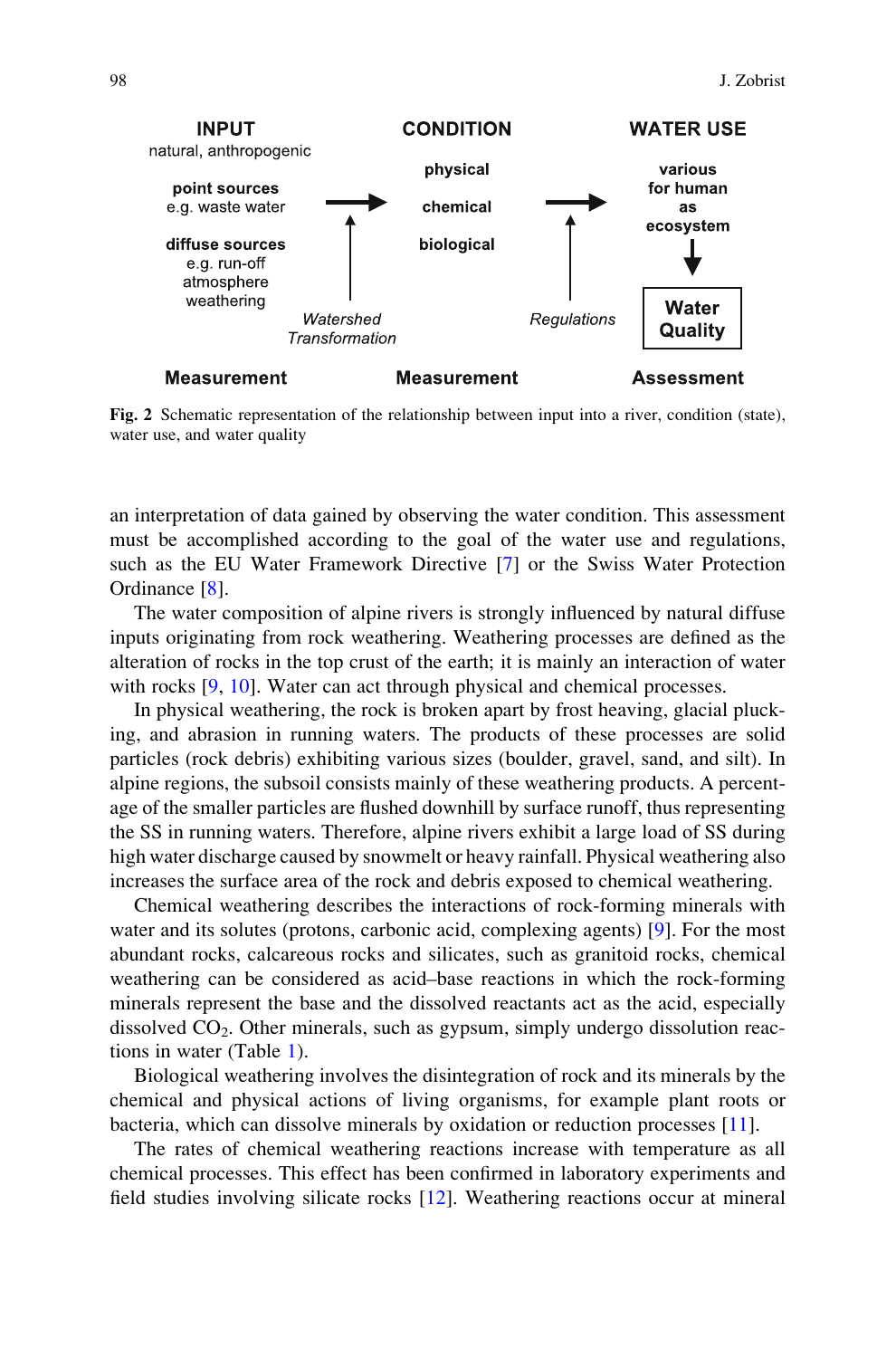INPUT natural, anthropogenic

point sources e.g. waste water

diffuse sources e.g. run-off atmosphere weathering

CONDITION

physical

chemical

biological

WATER USE

various for human as ecosystem

Water Quality

*Watershed Transformation*

*Regulations*

Measurement — Measurement — Assessment

**Fig. 2** Schematic representation of the relationship between input into a river, condition (state), water use, and water quality

an interpretation of data gained by observing the water condition. This assessment must be accomplished according to the goal of the water use and regulations, such as the EU Water Framework Directive [7] or the Swiss Water Protection Ordinance [8].

The water composition of alpine rivers is strongly influenced by natural diffuse inputs originating from rock weathering. Weathering processes are defined as the alteration of rocks in the top crust of the earth; it is mainly an interaction of water with rocks [9, 10]. Water can act through physical and chemical processes.

In physical weathering, the rock is broken apart by frost heaving, glacial plucking, and abrasion in running waters. The products of these processes are solid particles (rock debris) exhibiting various sizes (boulder, gravel, sand, and silt). In alpine regions, the subsoil consists mainly of these weathering products. A percentage of the smaller particles are flushed downhill by surface runoff, thus representing the SS in running waters. Therefore, alpine rivers exhibit a large load of SS during high water discharge caused by snowmelt or heavy rainfall. Physical weathering also increases the surface area of the rock and debris exposed to chemical weathering.

Chemical weathering describes the interactions of rock-forming minerals with water and its solutes (protons, carbonic acid, complexing agents) [9]. For the most abundant rocks, calcareous rocks and silicates, such as granitoid rocks, chemical weathering can be considered as acid–base reactions in which the rock-forming minerals represent the base and the dissolved reactants act as the acid, especially dissolved $CO_2$. Other minerals, such as gypsum, simply undergo dissolution reactions in water (Table 1).

Biological weathering involves the disintegration of rock and its minerals by the chemical and physical actions of living organisms, for example plant roots or bacteria, which can dissolve minerals by oxidation or reduction processes [11].

The rates of chemical weathering reactions increase with temperature as all chemical processes. This effect has been confirmed in laboratory experiments and field studies involving silicate rocks [12]. Weathering reactions occur at mineral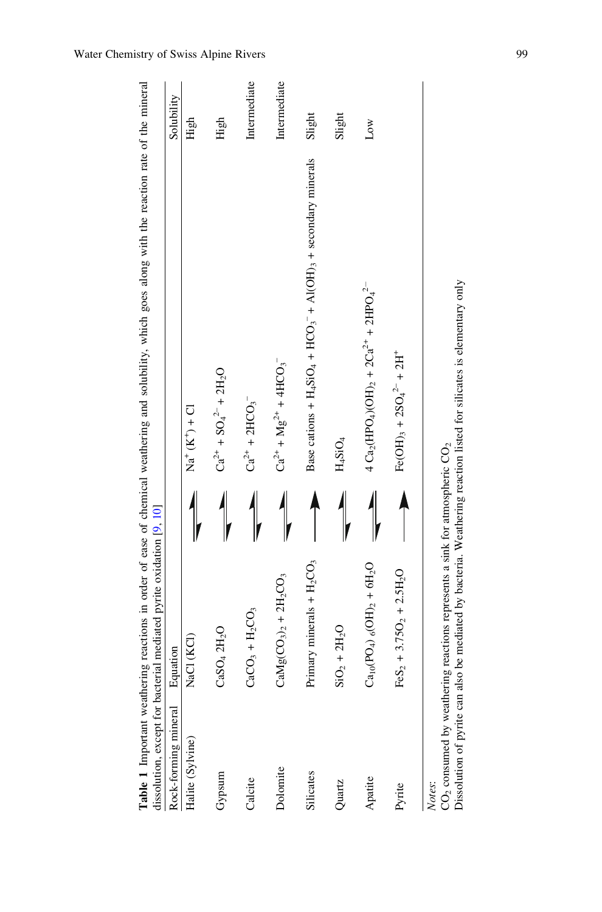**Table 1** Important weathering reactions in order of ease of chemical weathering and solubility, which goes along with the reaction rate of the mineral dissolution, except for bacterial mediated pyrite oxidation [9, 10]

| Rock-forming mineral | Equation | | | Solubility |
|---|---|---|---|---|
| Halite (Sylvine) | $NaCl$ ($KCl$) | $\rightleftharpoons$ | $Na^{+}$ ($K^{+}$) + $Cl$ | High |
| Gypsum | $CaSO_4\ 2H_2O$ | $\rightleftharpoons$ | $Ca^{2+} + SO_4^{2-} + 2H_2O$ | High |
| Calcite | $CaCO_3 + H_2CO_3$ | $\rightleftharpoons$ | $Ca^{2+} + 2HCO_3^{-}$ | Intermediate |
| Dolomite | $CaMg(CO_3)_2 + 2H_2CO_3$ | $\rightleftharpoons$ | $Ca^{2+} + Mg^{2+} + 4HCO_3^{-}$ | Intermediate |
| Silicates | Primary minerals + $H_2CO_3$ | $\rightarrow$ | Base cations + $H_4SiO_4$ + $HCO_3^{-}$ + $Al(OH)_3$ + secondary minerals | Slight |
| Quartz | $SiO_2 + 2H_2O$ | $\rightleftharpoons$ | $H_4SiO_4$ | Slight |
| Apatite | $Ca_{10}(PO_4)_6(OH)_2 + 6H_2O$ | $\rightleftharpoons$ | $4\ Ca_2(HPO_4)(OH)_2 + 2Ca^{2+} + 2HPO_4^{2-}$ | Low |
| Pyrite | $FeS_2 + 3.75O_2 + 2.5H_2O$ | $\rightarrow$ | $Fe(OH)_3 + 2SO_4^{2-} + 2H^{+}$ | |

*Notes*:
$CO_2$ consumed by weathering reactions represents a sink for atmospheric $CO_2$
Dissolution of pyrite can also be mediated by bacteria. Weathering reaction listed for silicates is elementary only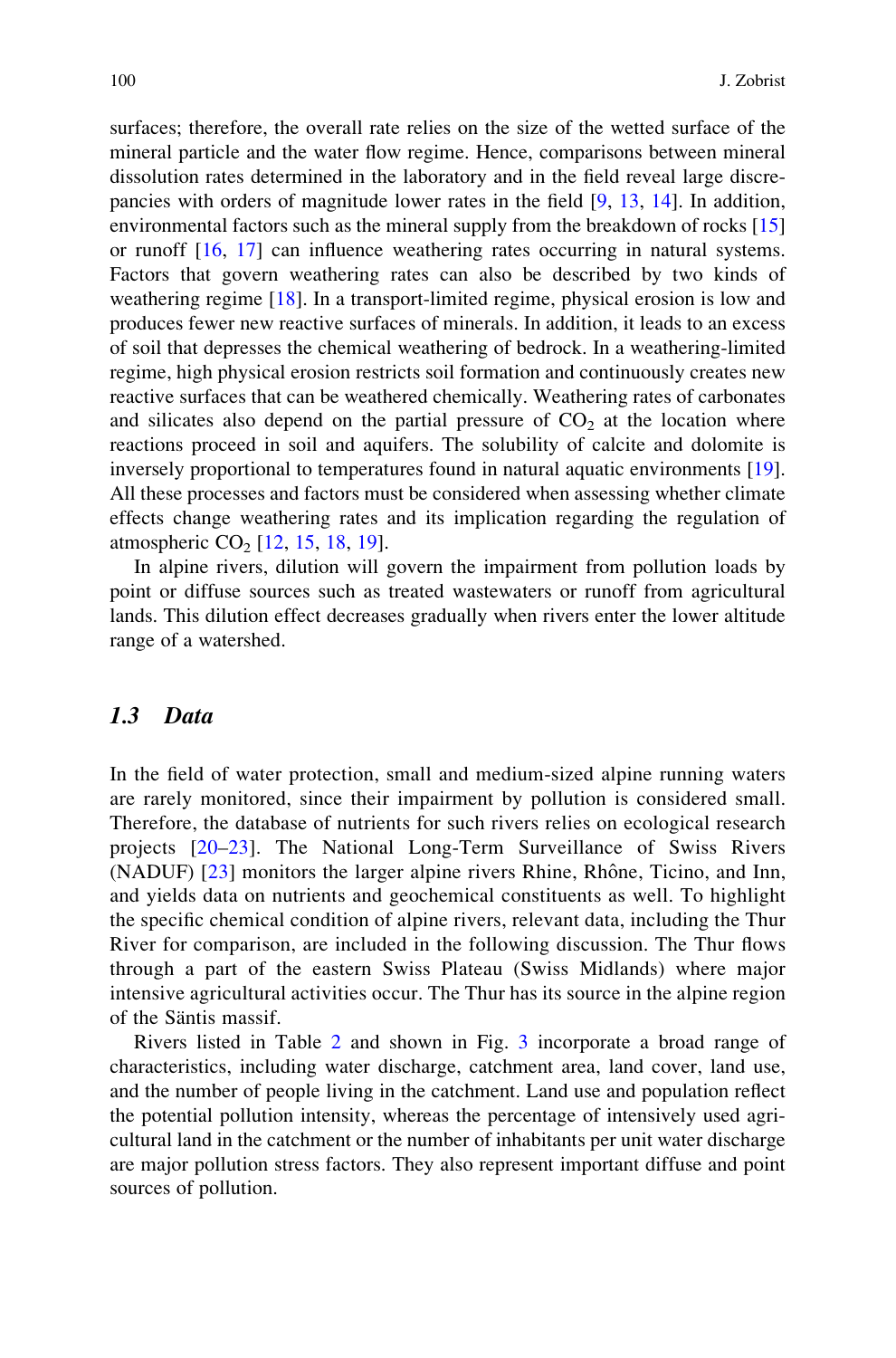surfaces; therefore, the overall rate relies on the size of the wetted surface of the mineral particle and the water flow regime. Hence, comparisons between mineral dissolution rates determined in the laboratory and in the field reveal large discrepancies with orders of magnitude lower rates in the field [9, 13, 14]. In addition, environmental factors such as the mineral supply from the breakdown of rocks [15] or runoff [16, 17] can influence weathering rates occurring in natural systems. Factors that govern weathering rates can also be described by two kinds of weathering regime [18]. In a transport-limited regime, physical erosion is low and produces fewer new reactive surfaces of minerals. In addition, it leads to an excess of soil that depresses the chemical weathering of bedrock. In a weathering-limited regime, high physical erosion restricts soil formation and continuously creates new reactive surfaces that can be weathered chemically. Weathering rates of carbonates and silicates also depend on the partial pressure of $CO_2$ at the location where reactions proceed in soil and aquifers. The solubility of calcite and dolomite is inversely proportional to temperatures found in natural aquatic environments [19]. All these processes and factors must be considered when assessing whether climate effects change weathering rates and its implication regarding the regulation of atmospheric $CO_2$ [12, 15, 18, 19].

In alpine rivers, dilution will govern the impairment from pollution loads by point or diffuse sources such as treated wastewaters or runoff from agricultural lands. This dilution effect decreases gradually when rivers enter the lower altitude range of a watershed.

### 1.3 Data

In the field of water protection, small and medium-sized alpine running waters are rarely monitored, since their impairment by pollution is considered small. Therefore, the database of nutrients for such rivers relies on ecological research projects [20–23]. The National Long-Term Surveillance of Swiss Rivers (NADUF) [23] monitors the larger alpine rivers Rhine, Rhône, Ticino, and Inn, and yields data on nutrients and geochemical constituents as well. To highlight the specific chemical condition of alpine rivers, relevant data, including the Thur River for comparison, are included in the following discussion. The Thur flows through a part of the eastern Swiss Plateau (Swiss Midlands) where major intensive agricultural activities occur. The Thur has its source in the alpine region of the Säntis massif.

Rivers listed in Table 2 and shown in Fig. 3 incorporate a broad range of characteristics, including water discharge, catchment area, land cover, land use, and the number of people living in the catchment. Land use and population reflect the potential pollution intensity, whereas the percentage of intensively used agricultural land in the catchment or the number of inhabitants per unit water discharge are major pollution stress factors. They also represent important diffuse and point sources of pollution.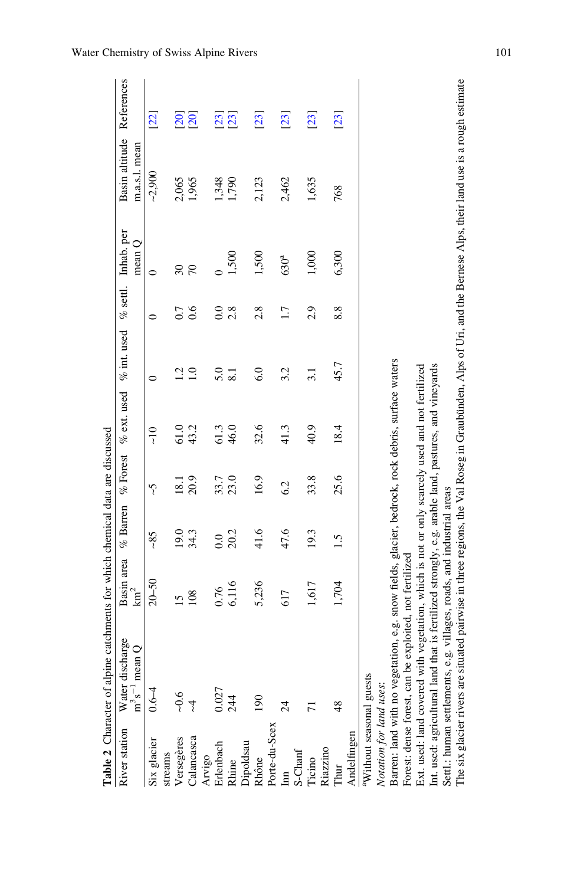**Table 2** Character of alpine catchments for which chemical data are discussed

| River station | Water discharge $m^3s^{-1}$ mean Q | Basin area $km^2$ | % Barren | % Forest | % ext. used | % int. used | % settl. | Inhab. per mean Q | Basin altitude m.a.s.l. mean | References |
|---|---|---|---|---|---|---|---|---|---|---|
| Six glacier streams | 0.6–4 | 20–50 | ~85 | ~5 | ~10 | 0 | 0 | 0 | ~2,900 | [22] |
| Versegères | ~0.6 | 15 | 19.0 | 18.1 | 61.0 | 1.2 | 0.7 | 30 | 2,065 | [20] |
| Calancasca Arvigo | ~4 | 108 | 34.3 | 20.9 | 43.2 | 1.0 | 0.6 | 70 | 1,965 | [20] |
| Erlenbach | 0.027 | 0.76 | 0.0 | 33.7 | 61.3 | 5.0 | 0.0 | 0 | 1,348 | [23] |
| Rhine Dipoldsau | 244 | 6,116 | 20.2 | 23.0 | 46.0 | 8.1 | 2.8 | 1,500 | 1,790 | [23] |
| Rhône Porte-du-Scex | 190 | 5,236 | 41.6 | 16.9 | 32.6 | 6.0 | 2.8 | 1,500 | 2,123 | [23] |
| Inn S-Chanf | 24 | 617 | 47.6 | 6.2 | 41.3 | 3.2 | 1.7 | 630[a] | 2,462 | [23] |
| Ticino Riazzino | 71 | 1,617 | 19.3 | 33.8 | 40.9 | 3.1 | 2.9 | 1,000 | 1,635 | [23] |
| Thur Andelfingen | 48 | 1,704 | 1.5 | 25.6 | 18.4 | 45.7 | 8.8 | 6,300 | 768 | [23] |

[a]Without seasonal guests

*Notation for land uses*:

Barren: land with no vegetation, e.g. snow fields, glacier, bedrock, rock debris, surface waters

Forest: dense forest, can be exploited, not fertilized

Ext. used: land covered with vegetation, which is not or only scarcely used and not fertilized

Int. used: agricultural land that is fertilized strongly, e.g. arable land, pastures, and vineyards

Settl.: human settlements, e.g. villages, roads, and industrial areas

The six glacier rivers are situated pairwise in three regions, the Val Roseg in Graubünden, Alps of Uri, and the Bernese Alps, their land use is a rough estimate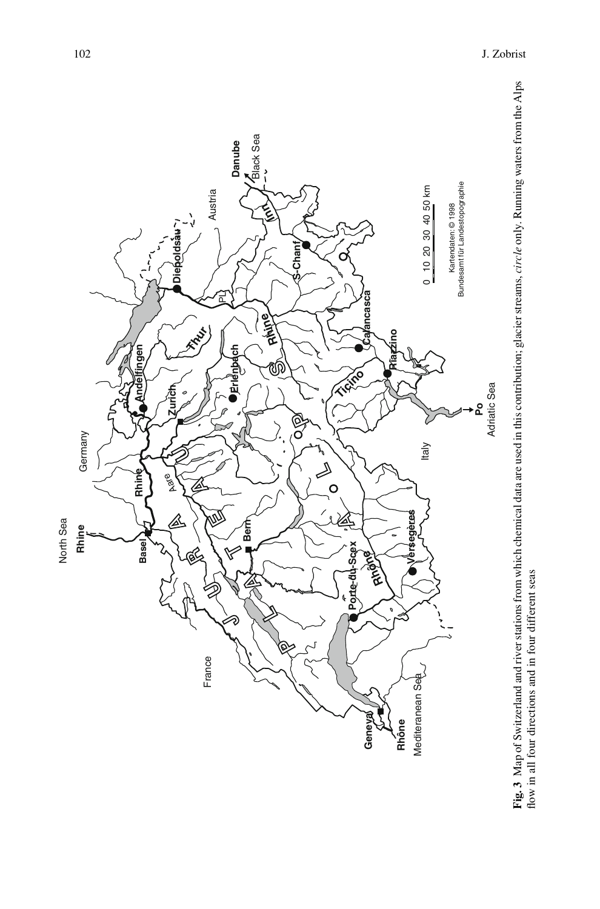**Fig. 3** Map of Switzerland and river stations from which chemical data are used in this contribution; glacier streams, *circle* only. Running waters from the Alps flow in all four directions and in four different seas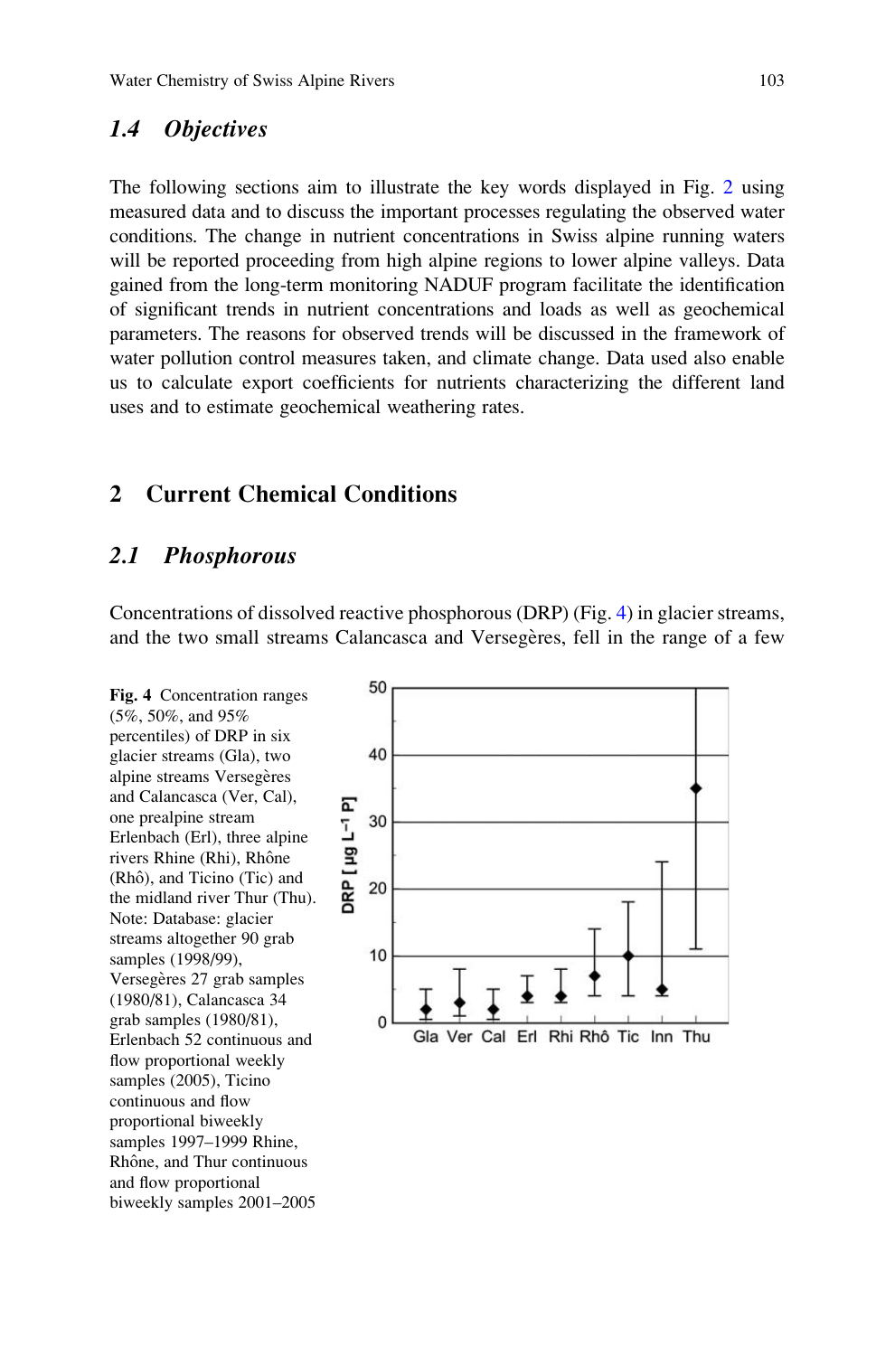### 1.4 Objectives

The following sections aim to illustrate the key words displayed in Fig. 2 using measured data and to discuss the important processes regulating the observed water conditions. The change in nutrient concentrations in Swiss alpine running waters will be reported proceeding from high alpine regions to lower alpine valleys. Data gained from the long-term monitoring NADUF program facilitate the identification of significant trends in nutrient concentrations and loads as well as geochemical parameters. The reasons for observed trends will be discussed in the framework of water pollution control measures taken, and climate change. Data used also enable us to calculate export coefficients for nutrients characterizing the different land uses and to estimate geochemical weathering rates.

## 2 Current Chemical Conditions

### 2.1 Phosphorous

Concentrations of dissolved reactive phosphorous (DRP) (Fig. 4) in glacier streams, and the two small streams Calancasca and Versegères, fell in the range of a few

**Fig. 4** Concentration ranges (5%, 50%, and 95% percentiles) of DRP in six glacier streams (Gla), two alpine streams Versegères and Calancasca (Ver, Cal), one prealpine stream Erlenbach (Erl), three alpine rivers Rhine (Rhi), Rhône (Rhô), and Ticino (Tic) and the midland river Thur (Thu). Note: Database: glacier streams altogether 90 grab samples (1998/99), Versegères 27 grab samples (1980/81), Calancasca 34 grab samples (1980/81), Erlenbach 52 continuous and flow proportional weekly samples (2005), Ticino continuous and flow proportional biweekly samples 1997–1999 Rhine, Rhône, and Thur continuous and flow proportional biweekly samples 2001–2005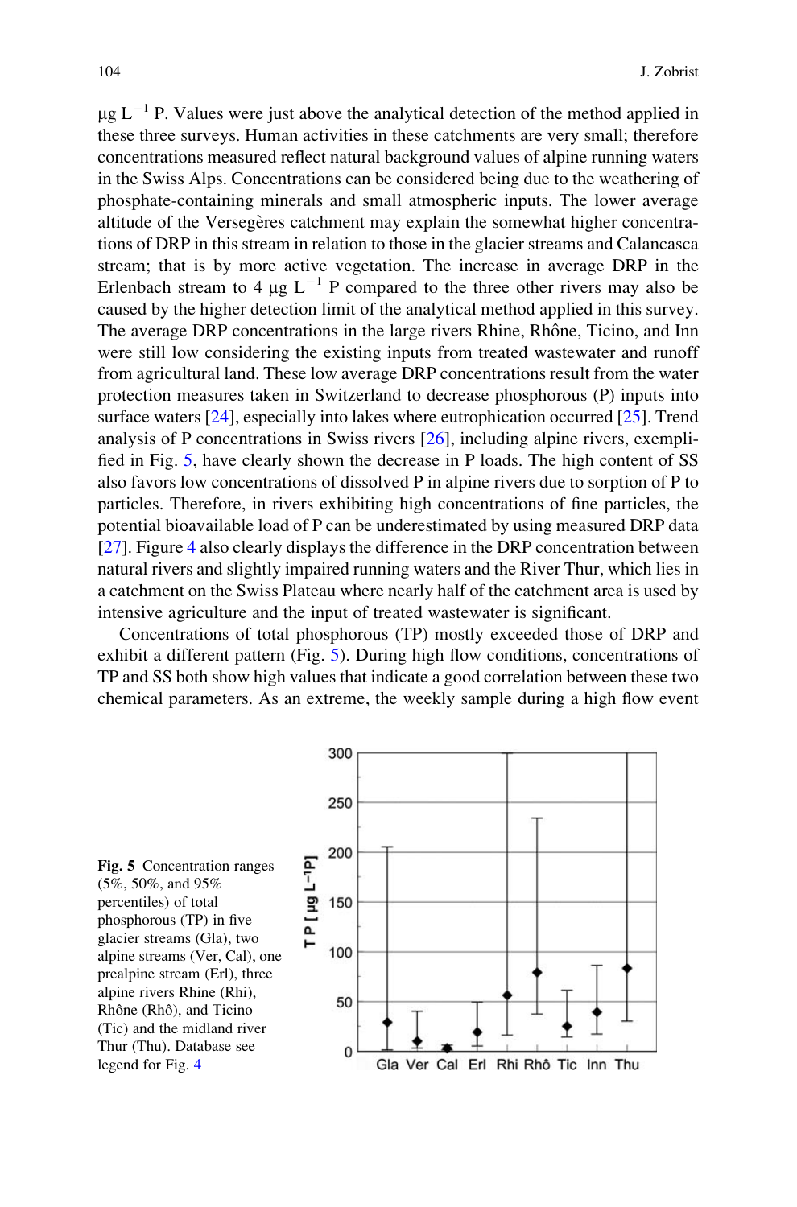μg $L^{-1}$ P. Values were just above the analytical detection of the method applied in these three surveys. Human activities in these catchments are very small; therefore concentrations measured reflect natural background values of alpine running waters in the Swiss Alps. Concentrations can be considered being due to the weathering of phosphate-containing minerals and small atmospheric inputs. The lower average altitude of the Versegères catchment may explain the somewhat higher concentrations of DRP in this stream in relation to those in the glacier streams and Calancasca stream; that is by more active vegetation. The increase in average DRP in the Erlenbach stream to 4 μg $L^{-1}$ P compared to the three other rivers may also be caused by the higher detection limit of the analytical method applied in this survey. The average DRP concentrations in the large rivers Rhine, Rhône, Ticino, and Inn were still low considering the existing inputs from treated wastewater and runoff from agricultural land. These low average DRP concentrations result from the water protection measures taken in Switzerland to decrease phosphorous (P) inputs into surface waters [24], especially into lakes where eutrophication occurred [25]. Trend analysis of P concentrations in Swiss rivers [26], including alpine rivers, exemplified in Fig. 5, have clearly shown the decrease in P loads. The high content of SS also favors low concentrations of dissolved P in alpine rivers due to sorption of P to particles. Therefore, in rivers exhibiting high concentrations of fine particles, the potential bioavailable load of P can be underestimated by using measured DRP data [27]. Figure 4 also clearly displays the difference in the DRP concentration between natural rivers and slightly impaired running waters and the River Thur, which lies in a catchment on the Swiss Plateau where nearly half of the catchment area is used by intensive agriculture and the input of treated wastewater is significant.

Concentrations of total phosphorous (TP) mostly exceeded those of DRP and exhibit a different pattern (Fig. 5). During high flow conditions, concentrations of TP and SS both show high values that indicate a good correlation between these two chemical parameters. As an extreme, the weekly sample during a high flow event

T P [μg L⁻¹P]

300
250
200
150
100
50
0

Gla Ver Cal Erl Rhi Rhô Tic Inn Thu

**Fig. 5** Concentration ranges (5%, 50%, and 95% percentiles) of total phosphorous (TP) in five glacier streams (Gla), two alpine streams (Ver, Cal), one prealpine stream (Erl), three alpine rivers Rhine (Rhi), Rhône (Rhô), and Ticino (Tic) and the midland river Thur (Thu). Database see legend for Fig. 4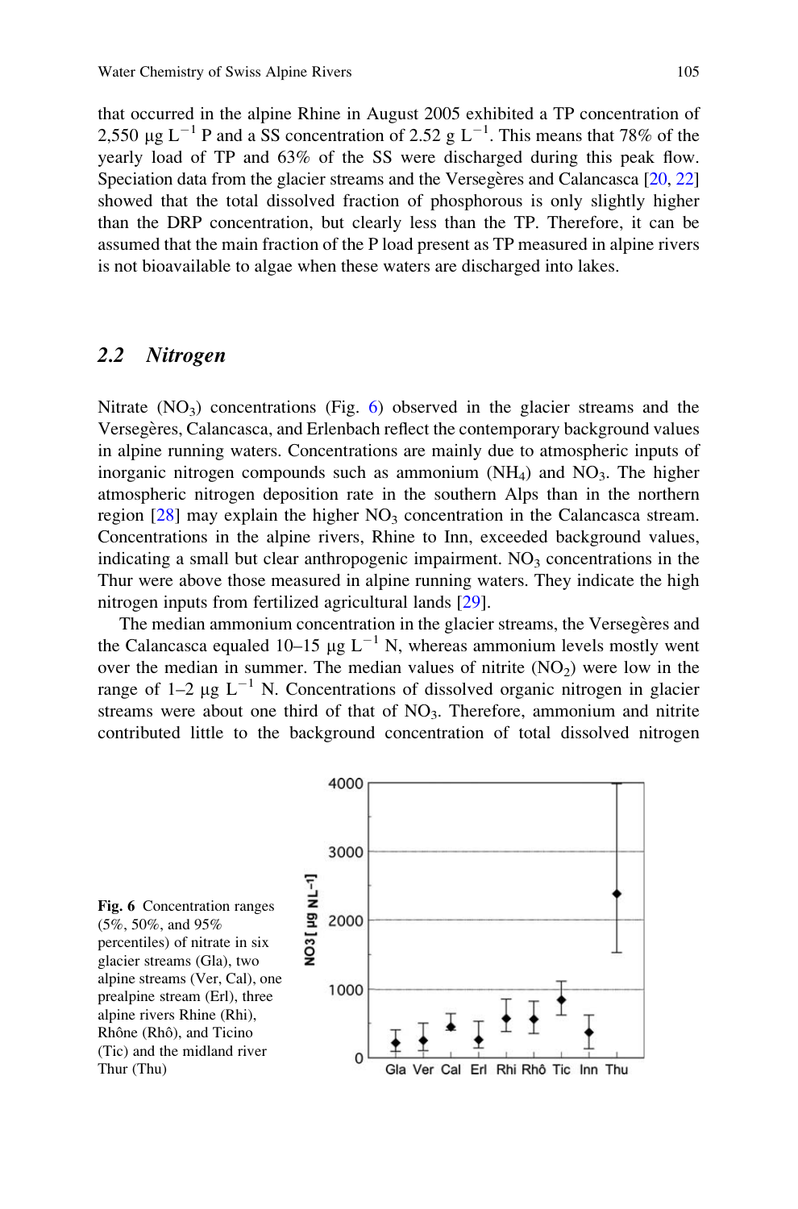that occurred in the alpine Rhine in August 2005 exhibited a TP concentration of 2,550 μg $L^{-1}$ P and a SS concentration of 2.52 g $L^{-1}$. This means that 78% of the yearly load of TP and 63% of the SS were discharged during this peak flow. Speciation data from the glacier streams and the Versegères and Calancasca [20, 22] showed that the total dissolved fraction of phosphorous is only slightly higher than the DRP concentration, but clearly less than the TP. Therefore, it can be assumed that the main fraction of the P load present as TP measured in alpine rivers is not bioavailable to algae when these waters are discharged into lakes.

## 2.2 Nitrogen

Nitrate ($NO_3$) concentrations (Fig. 6) observed in the glacier streams and the Versegères, Calancasca, and Erlenbach reflect the contemporary background values in alpine running waters. Concentrations are mainly due to atmospheric inputs of inorganic nitrogen compounds such as ammonium ($NH_4$) and $NO_3$. The higher atmospheric nitrogen deposition rate in the southern Alps than in the northern region [28] may explain the higher $NO_3$ concentration in the Calancasca stream. Concentrations in the alpine rivers, Rhine to Inn, exceeded background values, indicating a small but clear anthropogenic impairment. $NO_3$ concentrations in the Thur were above those measured in alpine running waters. They indicate the high nitrogen inputs from fertilized agricultural lands [29].

The median ammonium concentration in the glacier streams, the Versegères and the Calancasca equaled 10–15 μg $L^{-1}$ N, whereas ammonium levels mostly went over the median in summer. The median values of nitrite ($NO_2$) were low in the range of 1–2 μg $L^{-1}$ N. Concentrations of dissolved organic nitrogen in glacier streams were about one third of that of $NO_3$. Therefore, ammonium and nitrite contributed little to the background concentration of total dissolved nitrogen

**Fig. 6** Concentration ranges (5%, 50%, and 95% percentiles) of nitrate in six glacier streams (Gla), two alpine streams (Ver, Cal), one prealpine stream (Erl), three alpine rivers Rhine (Rhi), Rhône (Rhô), and Ticino (Tic) and the midland river Thur (Thu)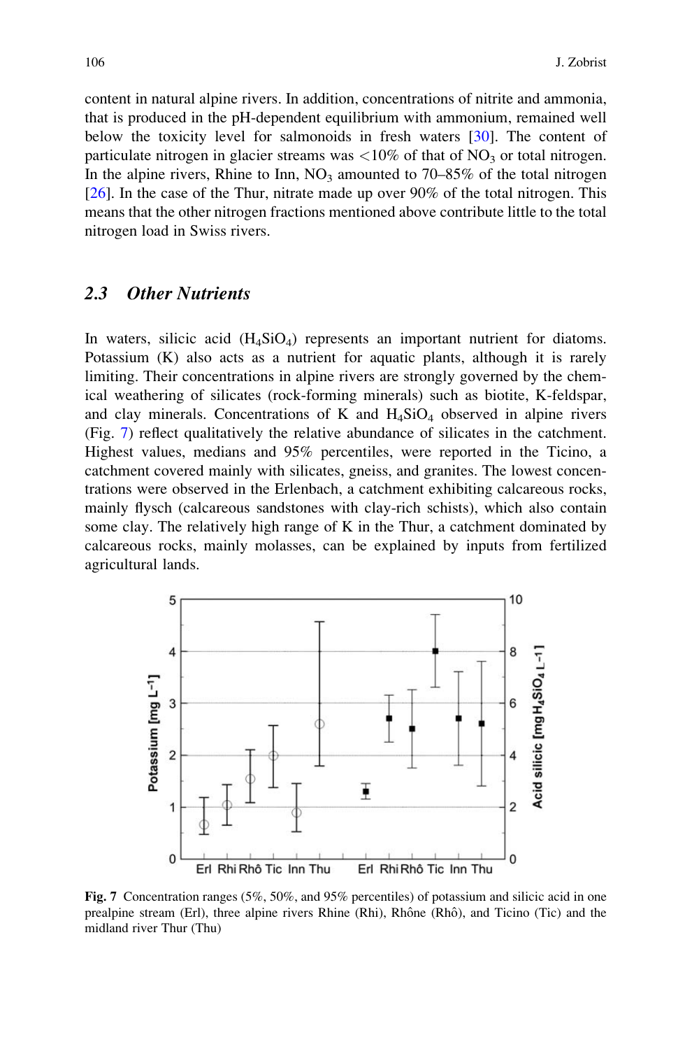content in natural alpine rivers. In addition, concentrations of nitrite and ammonia, that is produced in the pH-dependent equilibrium with ammonium, remained well below the toxicity level for salmonoids in fresh waters [30]. The content of particulate nitrogen in glacier streams was <10% of that of $NO_3$ or total nitrogen. In the alpine rivers, Rhine to Inn, $NO_3$ amounted to 70–85% of the total nitrogen [26]. In the case of the Thur, nitrate made up over 90% of the total nitrogen. This means that the other nitrogen fractions mentioned above contribute little to the total nitrogen load in Swiss rivers.

### 2.3 Other Nutrients

In waters, silicic acid ($H_4SiO_4$) represents an important nutrient for diatoms. Potassium (K) also acts as a nutrient for aquatic plants, although it is rarely limiting. Their concentrations in alpine rivers are strongly governed by the chemical weathering of silicates (rock-forming minerals) such as biotite, K-feldspar, and clay minerals. Concentrations of K and $H_4SiO_4$ observed in alpine rivers (Fig. 7) reflect qualitatively the relative abundance of silicates in the catchment. Highest values, medians and 95% percentiles, were reported in the Ticino, a catchment covered mainly with silicates, gneiss, and granites. The lowest concentrations were observed in the Erlenbach, a catchment exhibiting calcareous rocks, mainly flysch (calcareous sandstones with clay-rich schists), which also contain some clay. The relatively high range of K in the Thur, a catchment dominated by calcareous rocks, mainly molasses, can be explained by inputs from fertilized agricultural lands.

**Fig. 7** Concentration ranges (5%, 50%, and 95% percentiles) of potassium and silicic acid in one prealpine stream (Erl), three alpine rivers Rhine (Rhi), Rhône (Rhô), and Ticino (Tic) and the midland river Thur (Thu)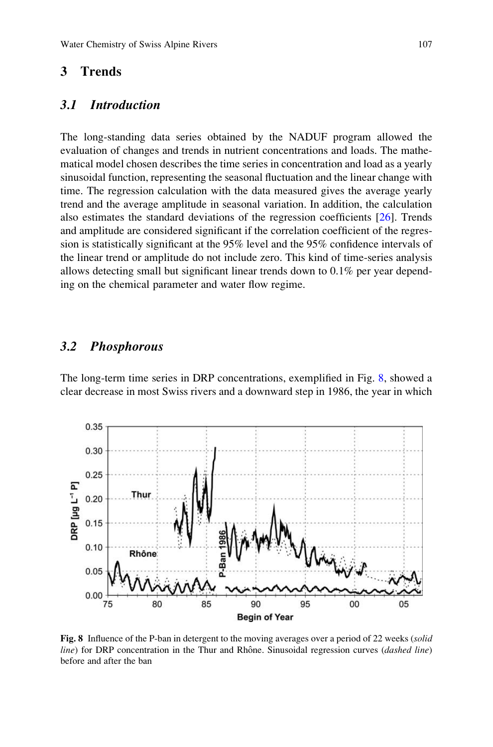## 3 Trends

### 3.1 Introduction

The long-standing data series obtained by the NADUF program allowed the evaluation of changes and trends in nutrient concentrations and loads. The mathematical model chosen describes the time series in concentration and load as a yearly sinusoidal function, representing the seasonal fluctuation and the linear change with time. The regression calculation with the data measured gives the average yearly trend and the average amplitude in seasonal variation. In addition, the calculation also estimates the standard deviations of the regression coefficients [26]. Trends and amplitude are considered significant if the correlation coefficient of the regression is statistically significant at the 95% level and the 95% confidence intervals of the linear trend or amplitude do not include zero. This kind of time-series analysis allows detecting small but significant linear trends down to 0.1% per year depending on the chemical parameter and water flow regime.

### 3.2 Phosphorous

The long-term time series in DRP concentrations, exemplified in Fig. 8, showed a clear decrease in most Swiss rivers and a downward step in 1986, the year in which

**Fig. 8** Influence of the P-ban in detergent to the moving averages over a period of 22 weeks (*solid line*) for DRP concentration in the Thur and Rhône. Sinusoidal regression curves (*dashed line*) before and after the ban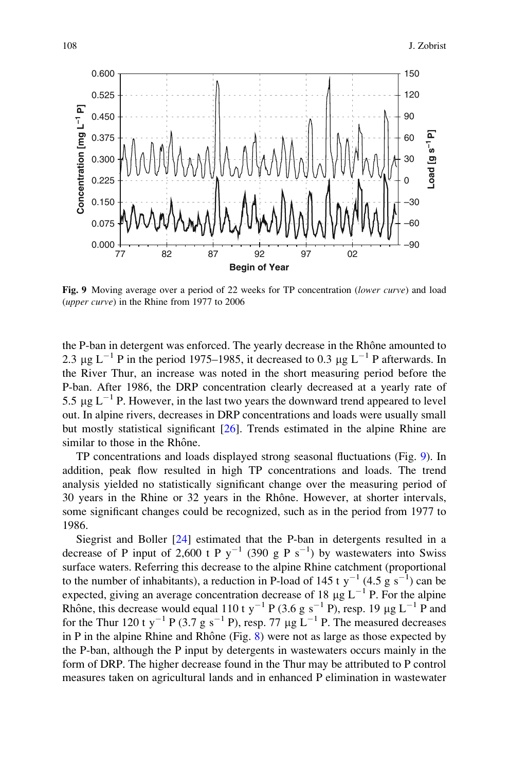Fig. 9 Moving average over a period of 22 weeks for TP concentration (*lower curve*) and load (*upper curve*) in the Rhine from 1977 to 2006

the P-ban in detergent was enforced. The yearly decrease in the Rhône amounted to 2.3 μg $L^{-1}$ P in the period 1975–1985, it decreased to 0.3 μg $L^{-1}$ P afterwards. In the River Thur, an increase was noted in the short measuring period before the P-ban. After 1986, the DRP concentration clearly decreased at a yearly rate of 5.5 μg $L^{-1}$ P. However, in the last two years the downward trend appeared to level out. In alpine rivers, decreases in DRP concentrations and loads were usually small but mostly statistical significant [26]. Trends estimated in the alpine Rhine are similar to those in the Rhône.

TP concentrations and loads displayed strong seasonal fluctuations (Fig. 9). In addition, peak flow resulted in high TP concentrations and loads. The trend analysis yielded no statistically significant change over the measuring period of 30 years in the Rhine or 32 years in the Rhône. However, at shorter intervals, some significant changes could be recognized, such as in the period from 1977 to 1986.

Siegrist and Boller [24] estimated that the P-ban in detergents resulted in a decrease of P input of 2,600 t P $y^{-1}$ (390 g P $s^{-1}$) by wastewaters into Swiss surface waters. Referring this decrease to the alpine Rhine catchment (proportional to the number of inhabitants), a reduction in P-load of 145 t $y^{-1}$ (4.5 g $s^{-1}$) can be expected, giving an average concentration decrease of 18 μg $L^{-1}$ P. For the alpine Rhône, this decrease would equal 110 t $y^{-1}$ P (3.6 g $s^{-1}$ P), resp. 19 μg $L^{-1}$ P and for the Thur 120 t $y^{-1}$ P (3.7 g $s^{-1}$ P), resp. 77 μg $L^{-1}$ P. The measured decreases in P in the alpine Rhine and Rhône (Fig. 8) were not as large as those expected by the P-ban, although the P input by detergents in wastewaters occurs mainly in the form of DRP. The higher decrease found in the Thur may be attributed to P control measures taken on agricultural lands and in enhanced P elimination in wastewater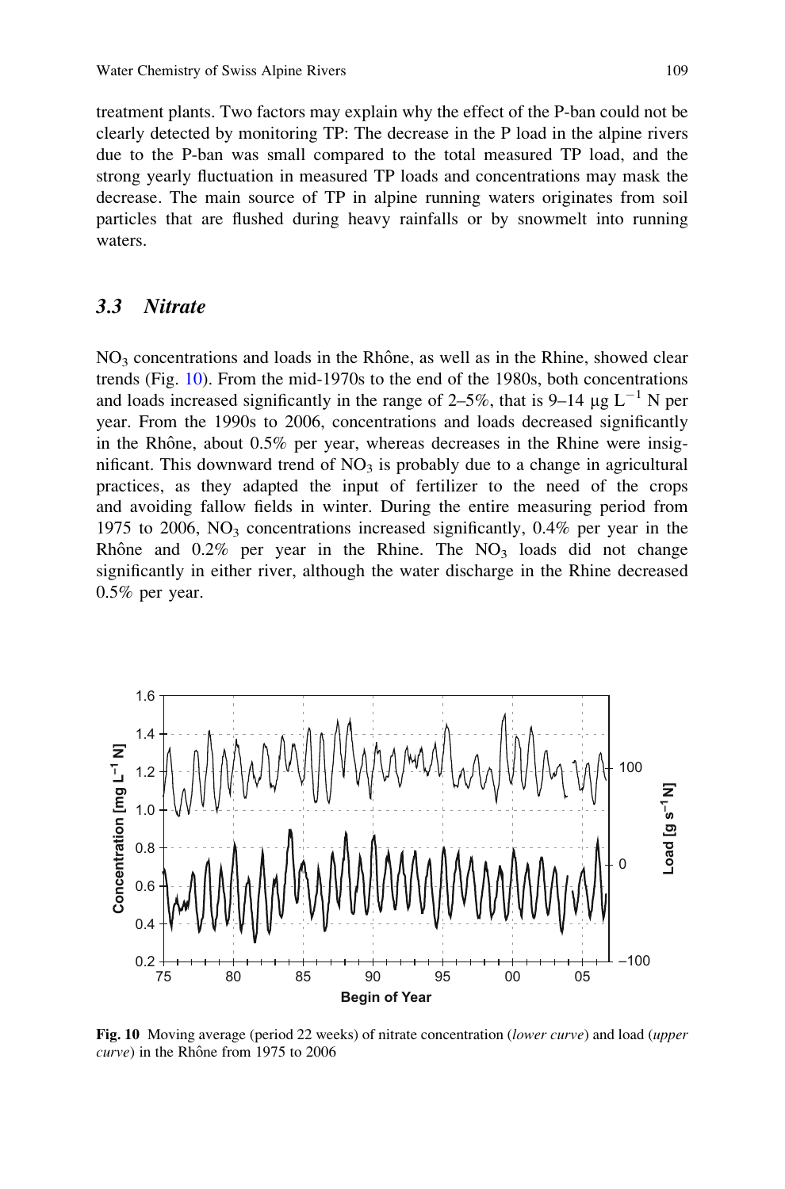treatment plants. Two factors may explain why the effect of the P-ban could not be clearly detected by monitoring TP: The decrease in the P load in the alpine rivers due to the P-ban was small compared to the total measured TP load, and the strong yearly fluctuation in measured TP loads and concentrations may mask the decrease. The main source of TP in alpine running waters originates from soil particles that are flushed during heavy rainfalls or by snowmelt into running waters.

## 3.3 Nitrate

$NO_3$ concentrations and loads in the Rhône, as well as in the Rhine, showed clear trends (Fig. 10). From the mid-1970s to the end of the 1980s, both concentrations and loads increased significantly in the range of 2–5%, that is 9–14 μg $L^{-1}$ N per year. From the 1990s to 2006, concentrations and loads decreased significantly in the Rhône, about 0.5% per year, whereas decreases in the Rhine were insignificant. This downward trend of $NO_3$ is probably due to a change in agricultural practices, as they adapted the input of fertilizer to the need of the crops and avoiding fallow fields in winter. During the entire measuring period from 1975 to 2006, $NO_3$ concentrations increased significantly, 0.4% per year in the Rhône and 0.2% per year in the Rhine. The $NO_3$ loads did not change significantly in either river, although the water discharge in the Rhine decreased 0.5% per year.

**Fig. 10** Moving average (period 22 weeks) of nitrate concentration (*lower curve*) and load (*upper curve*) in the Rhône from 1975 to 2006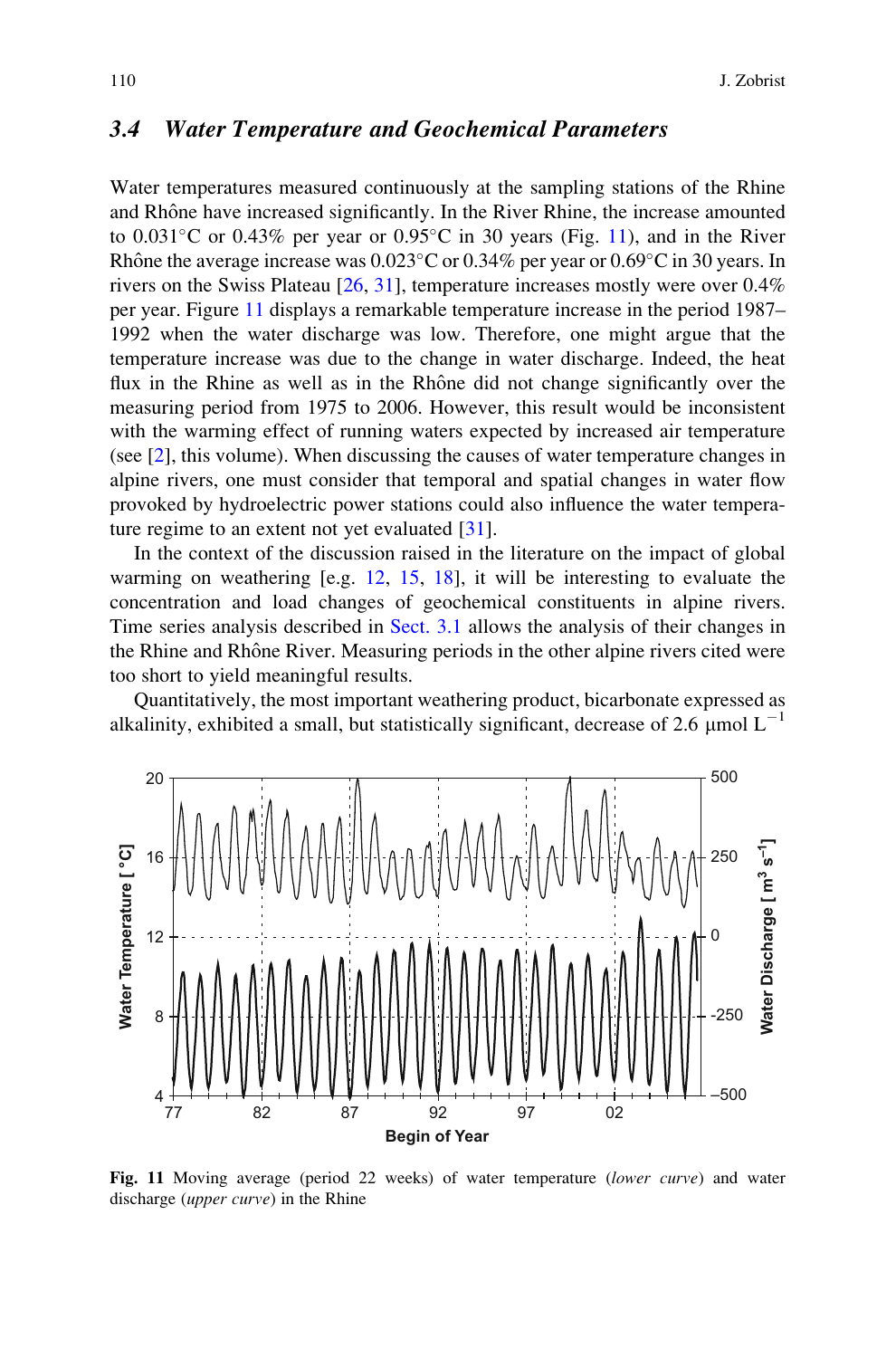### 3.4 Water Temperature and Geochemical Parameters

Water temperatures measured continuously at the sampling stations of the Rhine and Rhône have increased significantly. In the River Rhine, the increase amounted to 0.031°C or 0.43% per year or 0.95°C in 30 years (Fig. 11), and in the River Rhône the average increase was 0.023°C or 0.34% per year or 0.69°C in 30 years. In rivers on the Swiss Plateau [26, 31], temperature increases mostly were over 0.4% per year. Figure 11 displays a remarkable temperature increase in the period 1987–1992 when the water discharge was low. Therefore, one might argue that the temperature increase was due to the change in water discharge. Indeed, the heat flux in the Rhine as well as in the Rhône did not change significantly over the measuring period from 1975 to 2006. However, this result would be inconsistent with the warming effect of running waters expected by increased air temperature (see [2], this volume). When discussing the causes of water temperature changes in alpine rivers, one must consider that temporal and spatial changes in water flow provoked by hydroelectric power stations could also influence the water temperature regime to an extent not yet evaluated [31].

In the context of the discussion raised in the literature on the impact of global warming on weathering [e.g. 12, 15, 18], it will be interesting to evaluate the concentration and load changes of geochemical constituents in alpine rivers. Time series analysis described in Sect. 3.1 allows the analysis of their changes in the Rhine and Rhône River. Measuring periods in the other alpine rivers cited were too short to yield meaningful results.

Quantitatively, the most important weathering product, bicarbonate expressed as alkalinity, exhibited a small, but statistically significant, decrease of 2.6 μmol $L^{-1}$

**Fig. 11** Moving average (period 22 weeks) of water temperature (*lower curve*) and water discharge (*upper curve*) in the Rhine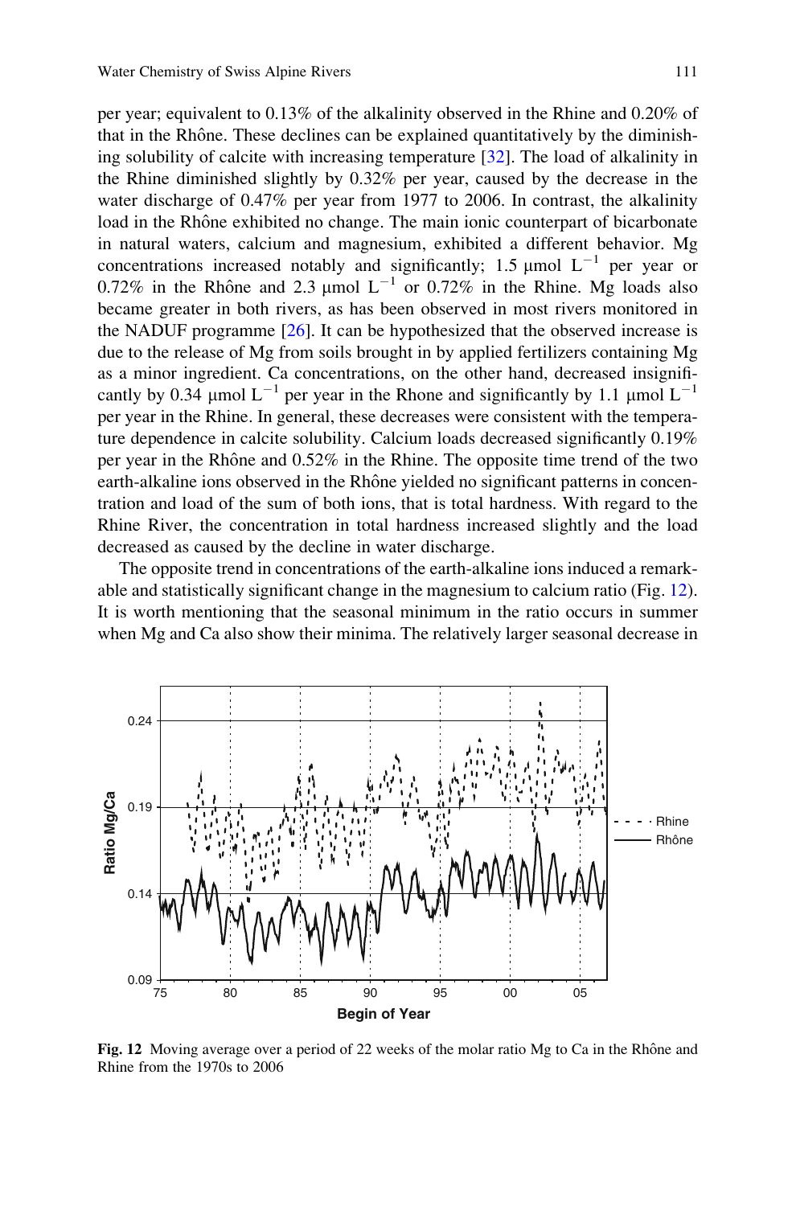per year; equivalent to 0.13% of the alkalinity observed in the Rhine and 0.20% of that in the Rhône. These declines can be explained quantitatively by the diminishing solubility of calcite with increasing temperature [32]. The load of alkalinity in the Rhine diminished slightly by 0.32% per year, caused by the decrease in the water discharge of 0.47% per year from 1977 to 2006. In contrast, the alkalinity load in the Rhône exhibited no change. The main ionic counterpart of bicarbonate in natural waters, calcium and magnesium, exhibited a different behavior. Mg concentrations increased notably and significantly; 1.5 μmol $L^{-1}$ per year or 0.72% in the Rhône and 2.3 μmol $L^{-1}$ or 0.72% in the Rhine. Mg loads also became greater in both rivers, as has been observed in most rivers monitored in the NADUF programme [26]. It can be hypothesized that the observed increase is due to the release of Mg from soils brought in by applied fertilizers containing Mg as a minor ingredient. Ca concentrations, on the other hand, decreased insignificantly by 0.34 μmol $L^{-1}$ per year in the Rhone and significantly by 1.1 μmol $L^{-1}$ per year in the Rhine. In general, these decreases were consistent with the temperature dependence in calcite solubility. Calcium loads decreased significantly 0.19% per year in the Rhône and 0.52% in the Rhine. The opposite time trend of the two earth-alkaline ions observed in the Rhône yielded no significant patterns in concentration and load of the sum of both ions, that is total hardness. With regard to the Rhine River, the concentration in total hardness increased slightly and the load decreased as caused by the decline in water discharge.

The opposite trend in concentrations of the earth-alkaline ions induced a remarkable and statistically significant change in the magnesium to calcium ratio (Fig. 12). It is worth mentioning that the seasonal minimum in the ratio occurs in summer when Mg and Ca also show their minima. The relatively larger seasonal decrease in

**Fig. 12** Moving average over a period of 22 weeks of the molar ratio Mg to Ca in the Rhône and Rhine from the 1970s to 2006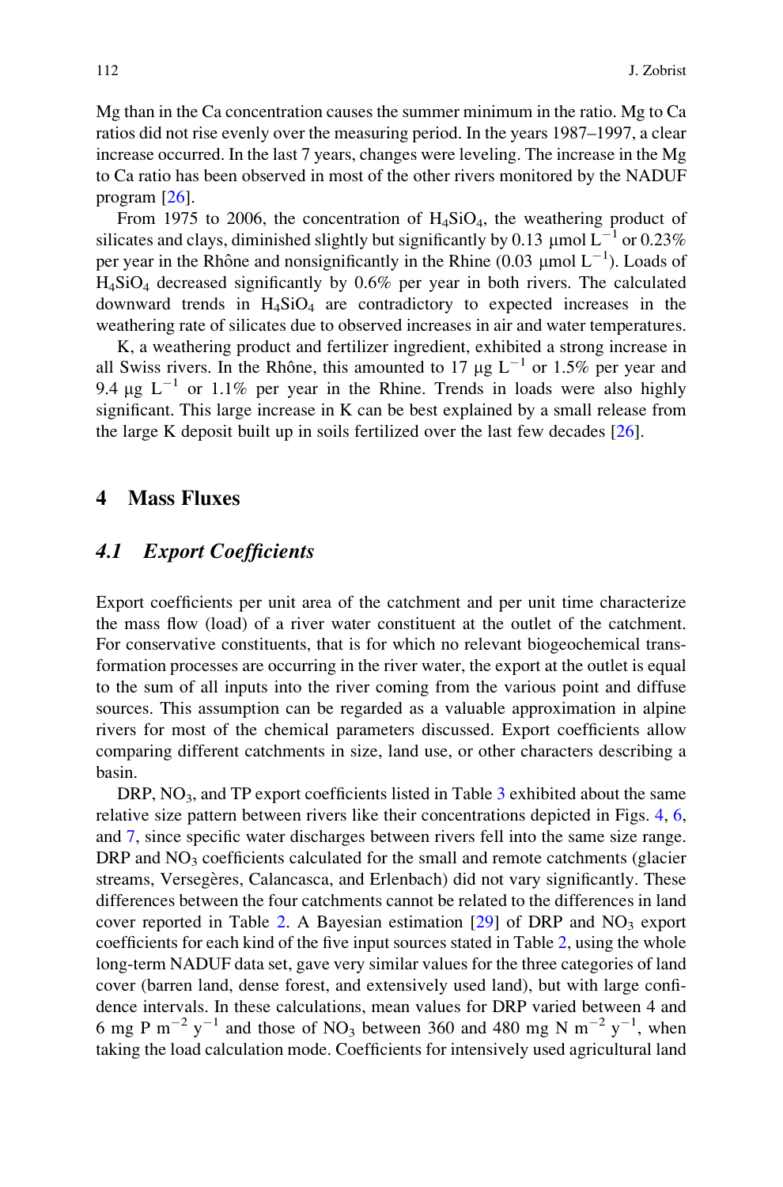Mg than in the Ca concentration causes the summer minimum in the ratio. Mg to Ca ratios did not rise evenly over the measuring period. In the years 1987–1997, a clear increase occurred. In the last 7 years, changes were leveling. The increase in the Mg to Ca ratio has been observed in most of the other rivers monitored by the NADUF program [26].

From 1975 to 2006, the concentration of $H_4SiO_4$, the weathering product of silicates and clays, diminished slightly but significantly by 0.13 μmol $L^{-1}$ or 0.23% per year in the Rhône and nonsignificantly in the Rhine (0.03 μmol $L^{-1}$). Loads of $H_4SiO_4$ decreased significantly by 0.6% per year in both rivers. The calculated downward trends in $H_4SiO_4$ are contradictory to expected increases in the weathering rate of silicates due to observed increases in air and water temperatures.

K, a weathering product and fertilizer ingredient, exhibited a strong increase in all Swiss rivers. In the Rhône, this amounted to 17 μg $L^{-1}$ or 1.5% per year and 9.4 μg $L^{-1}$ or 1.1% per year in the Rhine. Trends in loads were also highly significant. This large increase in K can be best explained by a small release from the large K deposit built up in soils fertilized over the last few decades [26].

## 4 Mass Fluxes

### 4.1 *Export Coefficients*

Export coefficients per unit area of the catchment and per unit time characterize the mass flow (load) of a river water constituent at the outlet of the catchment. For conservative constituents, that is for which no relevant biogeochemical transformation processes are occurring in the river water, the export at the outlet is equal to the sum of all inputs into the river coming from the various point and diffuse sources. This assumption can be regarded as a valuable approximation in alpine rivers for most of the chemical parameters discussed. Export coefficients allow comparing different catchments in size, land use, or other characters describing a basin.

DRP, $NO_3$, and TP export coefficients listed in Table 3 exhibited about the same relative size pattern between rivers like their concentrations depicted in Figs. 4, 6, and 7, since specific water discharges between rivers fell into the same size range. DRP and $NO_3$ coefficients calculated for the small and remote catchments (glacier streams, Versegères, Calancasca, and Erlenbach) did not vary significantly. These differences between the four catchments cannot be related to the differences in land cover reported in Table 2. A Bayesian estimation [29] of DRP and $NO_3$ export coefficients for each kind of the five input sources stated in Table 2, using the whole long-term NADUF data set, gave very similar values for the three categories of land cover (barren land, dense forest, and extensively used land), but with large confidence intervals. In these calculations, mean values for DRP varied between 4 and 6 mg P $m^{-2}$ $y^{-1}$ and those of $NO_3$ between 360 and 480 mg N $m^{-2}$ $y^{-1}$, when taking the load calculation mode. Coefficients for intensively used agricultural land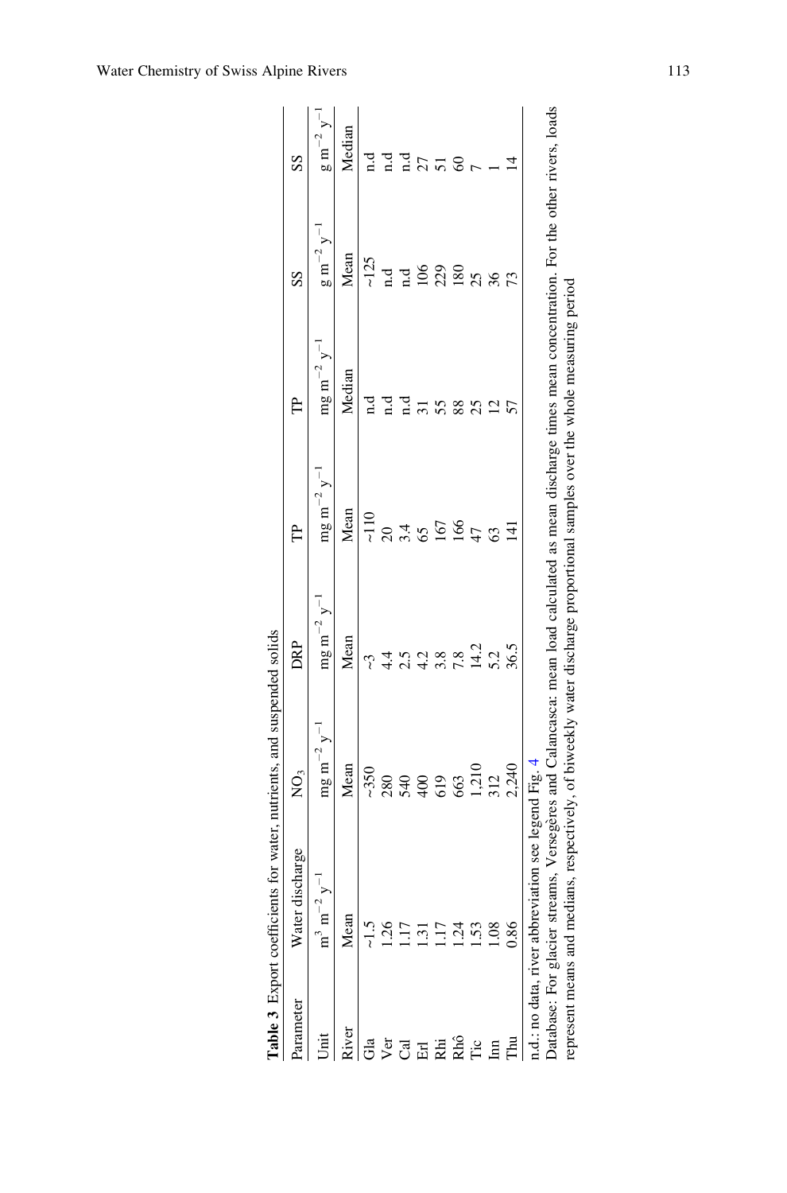**Table 3** Export coefficients for water, nutrients, and suspended solids

| Parameter | Water discharge | $NO_3$ | DRP | TP | TP | SS | SS |
|---|---|---|---|---|---|---|---|
| Unit | $m^3\ m^{-2}\ y^{-1}$ | $mg\ m^{-2}\ y^{-1}$ | $mg\ m^{-2}\ y^{-1}$ | $mg\ m^{-2}\ y^{-1}$ | $mg\ m^{-2}\ y^{-1}$ | $g\ m^{-2}\ y^{-1}$ | $g\ m^{-2}\ y^{-1}$ |
| River | Mean | Mean | Mean | Mean | Median | Mean | Median |
| Gla | ~1.5 | ~350 | ~3 | ~110 | n.d | ~125 | n.d |
| Ver | 1.26 | 280 | 4.4 | 20 | n.d | n.d | n.d |
| Cal | 1.17 | 540 | 2.5 | 3.4 | n.d | n.d | n.d |
| Erl | 1.31 | 400 | 4.2 | 65 | 31 | 106 | 27 |
| Rhi | 1.17 | 619 | 3.8 | 167 | 55 | 229 | 51 |
| Rhô | 1.24 | 663 | 7.8 | 166 | 88 | 180 | 60 |
| Tic | 1.53 | 1,210 | 14.2 | 47 | 25 | 25 | 7 |
| Inn | 1.08 | 312 | 5.2 | 63 | 12 | 36 | 1 |
| Thu | 0.86 | 2,240 | 36.5 | 141 | 57 | 73 | 14 |

n.d.: no data, river abbreviation see legend Fig. 4

Database: For glacier streams, Versegères and Calancasca: mean load calculated as mean discharge times mean concentration. For the other rivers, loads represent means and medians, respectively, of biweekly water discharge proportional samples over the whole measuring period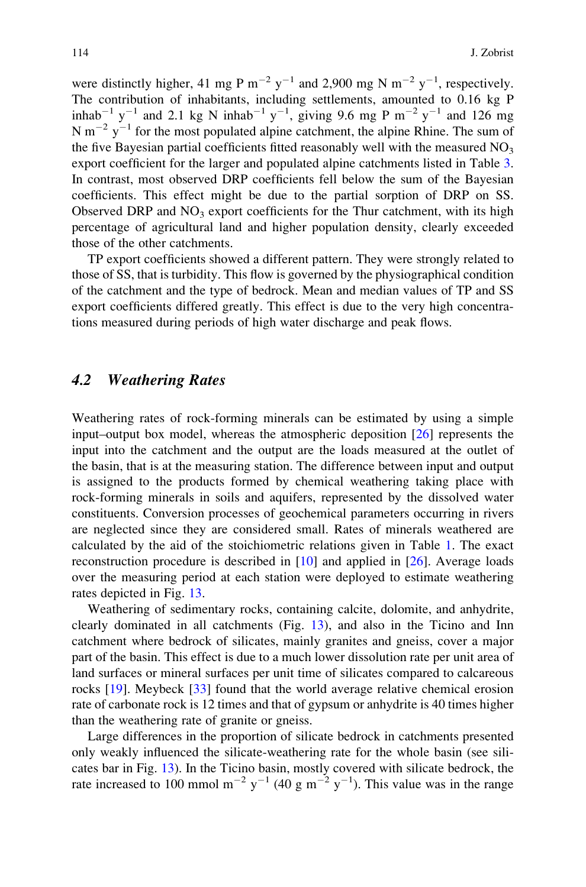were distinctly higher, 41 mg P $m^{-2}$ $y^{-1}$ and 2,900 mg N $m^{-2}$ $y^{-1}$, respectively. The contribution of inhabitants, including settlements, amounted to 0.16 kg P $inhab^{-1}$ $y^{-1}$ and 2.1 kg N $inhab^{-1}$ $y^{-1}$, giving 9.6 mg P $m^{-2}$ $y^{-1}$ and 126 mg N $m^{-2}$ $y^{-1}$ for the most populated alpine catchment, the alpine Rhine. The sum of the five Bayesian partial coefficients fitted reasonably well with the measured $NO_3$ export coefficient for the larger and populated alpine catchments listed in Table 3. In contrast, most observed DRP coefficients fell below the sum of the Bayesian coefficients. This effect might be due to the partial sorption of DRP on SS. Observed DRP and $NO_3$ export coefficients for the Thur catchment, with its high percentage of agricultural land and higher population density, clearly exceeded those of the other catchments.

TP export coefficients showed a different pattern. They were strongly related to those of SS, that is turbidity. This flow is governed by the physiographical condition of the catchment and the type of bedrock. Mean and median values of TP and SS export coefficients differed greatly. This effect is due to the very high concentrations measured during periods of high water discharge and peak flows.

## 4.2 *Weathering Rates*

Weathering rates of rock-forming minerals can be estimated by using a simple input–output box model, whereas the atmospheric deposition [26] represents the input into the catchment and the output are the loads measured at the outlet of the basin, that is at the measuring station. The difference between input and output is assigned to the products formed by chemical weathering taking place with rock-forming minerals in soils and aquifers, represented by the dissolved water constituents. Conversion processes of geochemical parameters occurring in rivers are neglected since they are considered small. Rates of minerals weathered are calculated by the aid of the stoichiometric relations given in Table 1. The exact reconstruction procedure is described in [10] and applied in [26]. Average loads over the measuring period at each station were deployed to estimate weathering rates depicted in Fig. 13.

Weathering of sedimentary rocks, containing calcite, dolomite, and anhydrite, clearly dominated in all catchments (Fig. 13), and also in the Ticino and Inn catchment where bedrock of silicates, mainly granites and gneiss, cover a major part of the basin. This effect is due to a much lower dissolution rate per unit area of land surfaces or mineral surfaces per unit time of silicates compared to calcareous rocks [19]. Meybeck [33] found that the world average relative chemical erosion rate of carbonate rock is 12 times and that of gypsum or anhydrite is 40 times higher than the weathering rate of granite or gneiss.

Large differences in the proportion of silicate bedrock in catchments presented only weakly influenced the silicate-weathering rate for the whole basin (see silicates bar in Fig. 13). In the Ticino basin, mostly covered with silicate bedrock, the rate increased to 100 mmol $m^{-2}$ $y^{-1}$ (40 g $m^{-2}$ $y^{-1}$). This value was in the range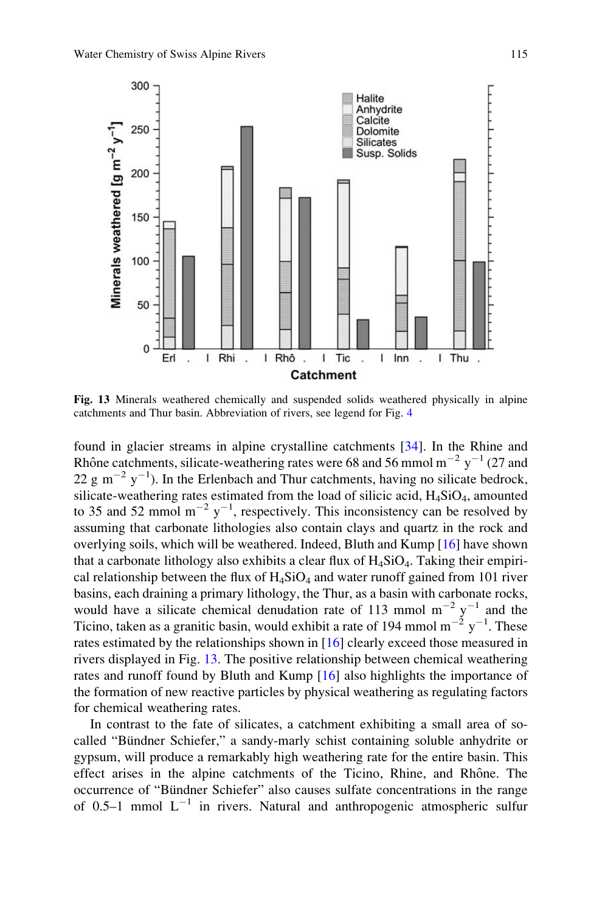**Fig. 13** Minerals weathered chemically and suspended solids weathered physically in alpine catchments and Thur basin. Abbreviation of rivers, see legend for Fig. 4

found in glacier streams in alpine crystalline catchments [34]. In the Rhine and Rhône catchments, silicate-weathering rates were 68 and 56 mmol $m^{-2}$ $y^{-1}$ (27 and 22 g $m^{-2}$ $y^{-1}$). In the Erlenbach and Thur catchments, having no silicate bedrock, silicate-weathering rates estimated from the load of silicic acid, $H_4SiO_4$, amounted to 35 and 52 mmol $m^{-2}$ $y^{-1}$, respectively. This inconsistency can be resolved by assuming that carbonate lithologies also contain clays and quartz in the rock and overlying soils, which will be weathered. Indeed, Bluth and Kump [16] have shown that a carbonate lithology also exhibits a clear flux of $H_4SiO_4$. Taking their empirical relationship between the flux of $H_4SiO_4$ and water runoff gained from 101 river basins, each draining a primary lithology, the Thur, as a basin with carbonate rocks, would have a silicate chemical denudation rate of 113 mmol $m^{-2}$ $y^{-1}$ and the Ticino, taken as a granitic basin, would exhibit a rate of 194 mmol $m^{-2}$ $y^{-1}$. These rates estimated by the relationships shown in [16] clearly exceed those measured in rivers displayed in Fig. 13. The positive relationship between chemical weathering rates and runoff found by Bluth and Kump [16] also highlights the importance of the formation of new reactive particles by physical weathering as regulating factors for chemical weathering rates.

In contrast to the fate of silicates, a catchment exhibiting a small area of so-called “Bündner Schiefer,” a sandy-marly schist containing soluble anhydrite or gypsum, will produce a remarkably high weathering rate for the entire basin. This effect arises in the alpine catchments of the Ticino, Rhine, and Rhône. The occurrence of “Bündner Schiefer” also causes sulfate concentrations in the range of 0.5–1 mmol $L^{-1}$ in rivers. Natural and anthropogenic atmospheric sulfur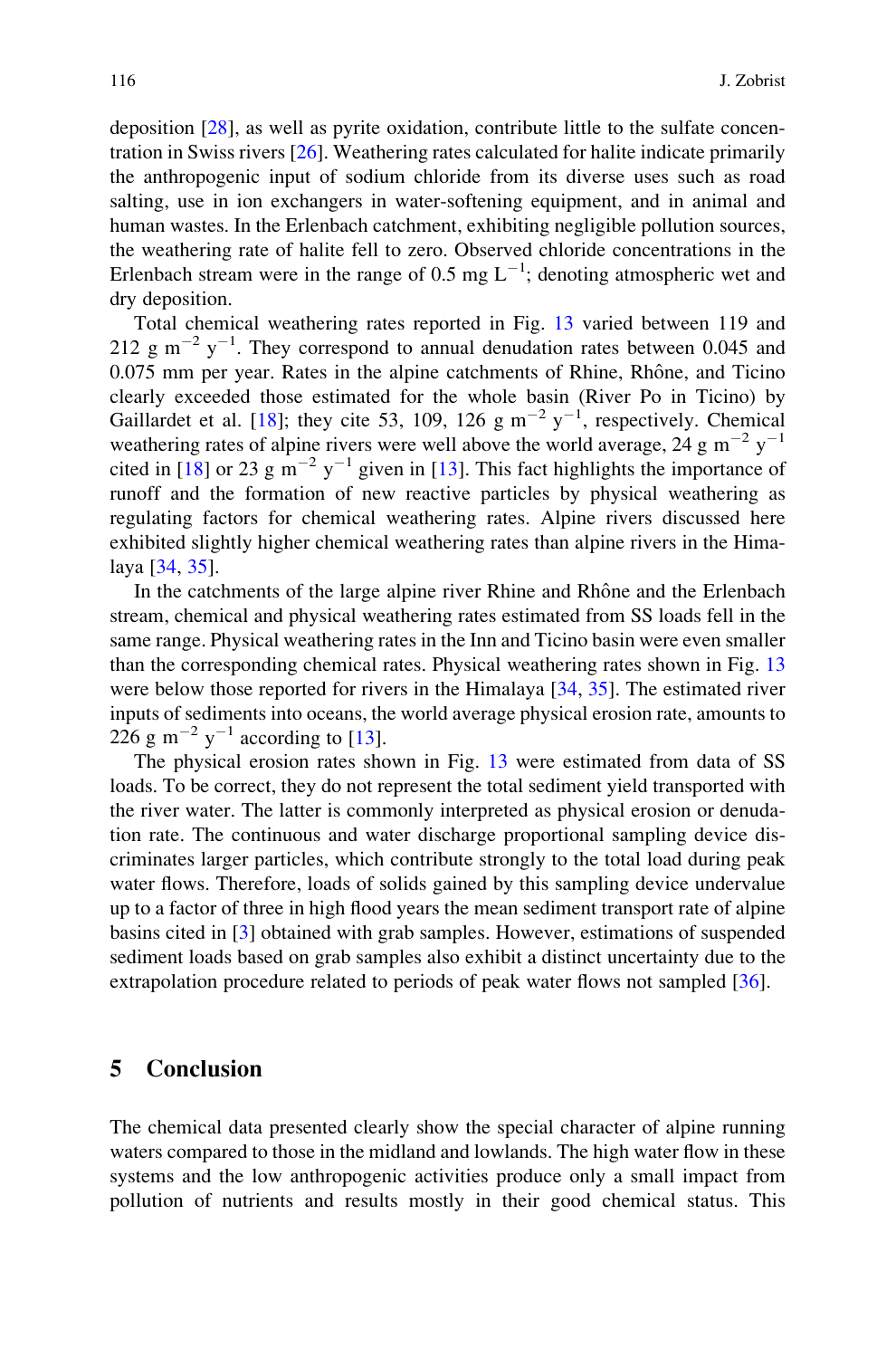deposition [28], as well as pyrite oxidation, contribute little to the sulfate concentration in Swiss rivers [26]. Weathering rates calculated for halite indicate primarily the anthropogenic input of sodium chloride from its diverse uses such as road salting, use in ion exchangers in water-softening equipment, and in animal and human wastes. In the Erlenbach catchment, exhibiting negligible pollution sources, the weathering rate of halite fell to zero. Observed chloride concentrations in the Erlenbach stream were in the range of 0.5 mg $L^{-1}$; denoting atmospheric wet and dry deposition.

Total chemical weathering rates reported in Fig. 13 varied between 119 and 212 g $m^{-2}$ $y^{-1}$. They correspond to annual denudation rates between 0.045 and 0.075 mm per year. Rates in the alpine catchments of Rhine, Rhône, and Ticino clearly exceeded those estimated for the whole basin (River Po in Ticino) by Gaillardet et al. [18]; they cite 53, 109, 126 g $m^{-2}$ $y^{-1}$, respectively. Chemical weathering rates of alpine rivers were well above the world average, 24 g $m^{-2}$ $y^{-1}$ cited in [18] or 23 g $m^{-2}$ $y^{-1}$ given in [13]. This fact highlights the importance of runoff and the formation of new reactive particles by physical weathering as regulating factors for chemical weathering rates. Alpine rivers discussed here exhibited slightly higher chemical weathering rates than alpine rivers in the Himalaya [34, 35].

In the catchments of the large alpine river Rhine and Rhône and the Erlenbach stream, chemical and physical weathering rates estimated from SS loads fell in the same range. Physical weathering rates in the Inn and Ticino basin were even smaller than the corresponding chemical rates. Physical weathering rates shown in Fig. 13 were below those reported for rivers in the Himalaya [34, 35]. The estimated river inputs of sediments into oceans, the world average physical erosion rate, amounts to 226 g $m^{-2}$ $y^{-1}$ according to [13].

The physical erosion rates shown in Fig. 13 were estimated from data of SS loads. To be correct, they do not represent the total sediment yield transported with the river water. The latter is commonly interpreted as physical erosion or denudation rate. The continuous and water discharge proportional sampling device discriminates larger particles, which contribute strongly to the total load during peak water flows. Therefore, loads of solids gained by this sampling device undervalue up to a factor of three in high flood years the mean sediment transport rate of alpine basins cited in [3] obtained with grab samples. However, estimations of suspended sediment loads based on grab samples also exhibit a distinct uncertainty due to the extrapolation procedure related to periods of peak water flows not sampled [36].

## 5 Conclusion

The chemical data presented clearly show the special character of alpine running waters compared to those in the midland and lowlands. The high water flow in these systems and the low anthropogenic activities produce only a small impact from pollution of nutrients and results mostly in their good chemical status. This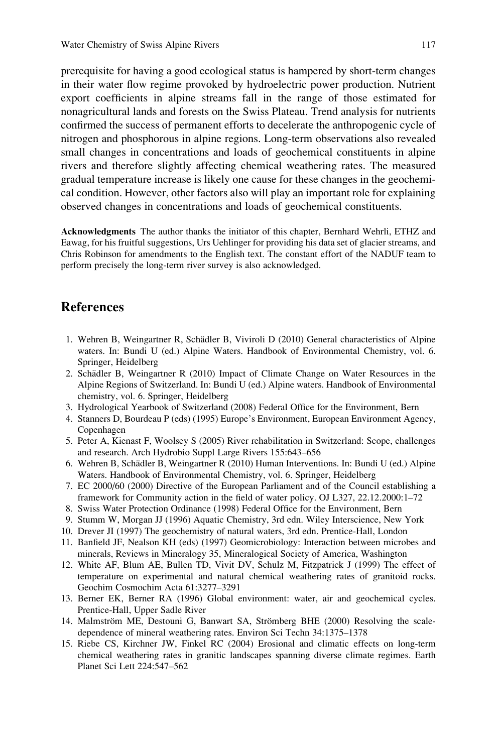prerequisite for having a good ecological status is hampered by short-term changes in their water flow regime provoked by hydroelectric power production. Nutrient export coefficients in alpine streams fall in the range of those estimated for nonagricultural lands and forests on the Swiss Plateau. Trend analysis for nutrients confirmed the success of permanent efforts to decelerate the anthropogenic cycle of nitrogen and phosphorous in alpine regions. Long-term observations also revealed small changes in concentrations and loads of geochemical constituents in alpine rivers and therefore slightly affecting chemical weathering rates. The measured gradual temperature increase is likely one cause for these changes in the geochemical condition. However, other factors also will play an important role for explaining observed changes in concentrations and loads of geochemical constituents.

**Acknowledgments** The author thanks the initiator of this chapter, Bernhard Wehrli, ETHZ and Eawag, for his fruitful suggestions, Urs Uehlinger for providing his data set of glacier streams, and Chris Robinson for amendments to the English text. The constant effort of the NADUF team to perform precisely the long-term river survey is also acknowledged.

## References

1. Wehren B, Weingartner R, Schädler B, Viviroli D (2010) General characteristics of Alpine waters. In: Bundi U (ed.) Alpine Waters. Handbook of Environmental Chemistry, vol. 6. Springer, Heidelberg
2. Schädler B, Weingartner R (2010) Impact of Climate Change on Water Resources in the Alpine Regions of Switzerland. In: Bundi U (ed.) Alpine waters. Handbook of Environmental chemistry, vol. 6. Springer, Heidelberg
3. Hydrological Yearbook of Switzerland (2008) Federal Office for the Environment, Bern
4. Stanners D, Bourdeau P (eds) (1995) Europe's Environment, European Environment Agency, Copenhagen
5. Peter A, Kienast F, Woolsey S (2005) River rehabilitation in Switzerland: Scope, challenges and research. Arch Hydrobio Suppl Large Rivers 155:643–656
6. Wehren B, Schädler B, Weingartner R (2010) Human Interventions. In: Bundi U (ed.) Alpine Waters. Handbook of Environmental Chemistry, vol. 6. Springer, Heidelberg
7. EC 2000/60 (2000) Directive of the European Parliament and of the Council establishing a framework for Community action in the field of water policy. OJ L327, 22.12.2000:1–72
8. Swiss Water Protection Ordinance (1998) Federal Office for the Environment, Bern
9. Stumm W, Morgan JJ (1996) Aquatic Chemistry, 3rd edn. Wiley Interscience, New York
10. Drever JI (1997) The geochemistry of natural waters, 3rd edn. Prentice-Hall, London
11. Banfield JF, Nealson KH (eds) (1997) Geomicrobiology: Interaction between microbes and minerals, Reviews in Mineralogy 35, Mineralogical Society of America, Washington
12. White AF, Blum AE, Bullen TD, Vivit DV, Schulz M, Fitzpatrick J (1999) The effect of temperature on experimental and natural chemical weathering rates of granitoid rocks. Geochim Cosmochim Acta 61:3277–3291
13. Berner EK, Berner RA (1996) Global environment: water, air and geochemical cycles. Prentice-Hall, Upper Sadle River
14. Malmström ME, Destouni G, Banwart SA, Strömberg BHE (2000) Resolving the scale-dependence of mineral weathering rates. Environ Sci Techn 34:1375–1378
15. Riebe CS, Kirchner JW, Finkel RC (2004) Erosional and climatic effects on long-term chemical weathering rates in granitic landscapes spanning diverse climate regimes. Earth Planet Sci Lett 224:547–562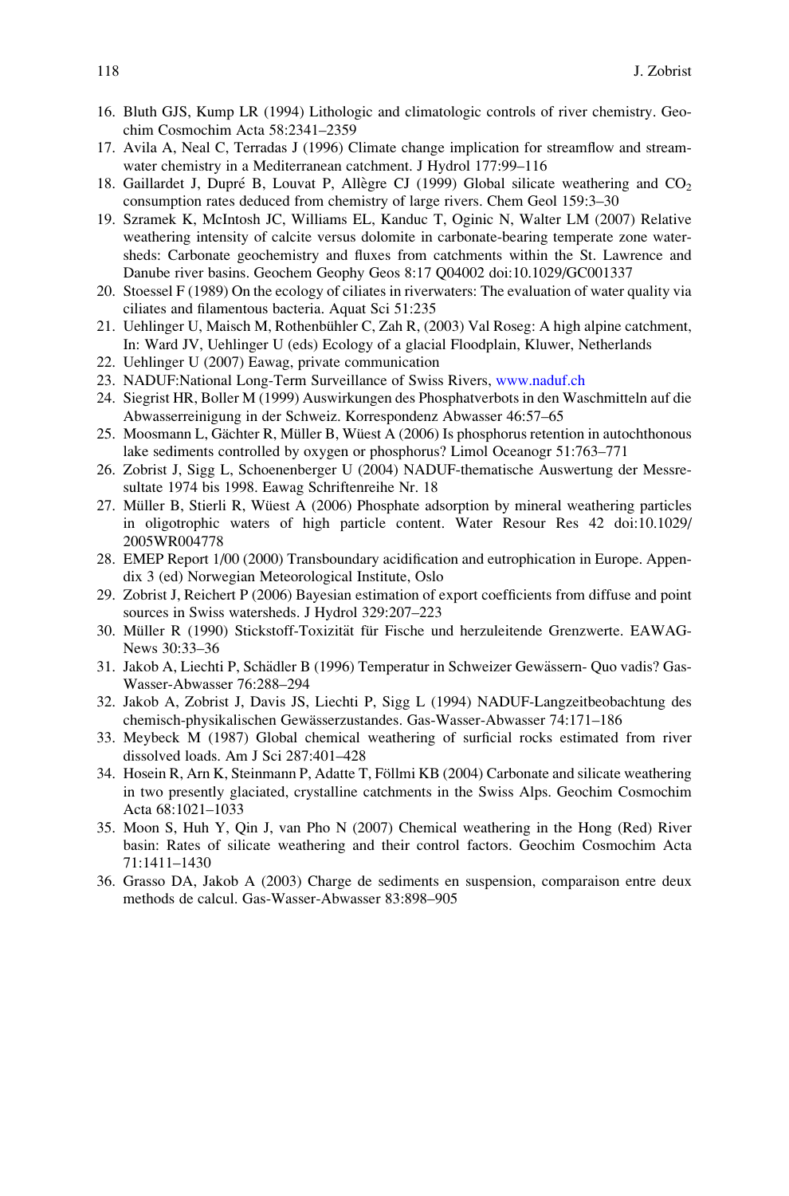16. Bluth GJS, Kump LR (1994) Lithologic and climatologic controls of river chemistry. Geochim Cosmochim Acta 58:2341–2359
17. Avila A, Neal C, Terradas J (1996) Climate change implication for streamflow and streamwater chemistry in a Mediterranean catchment. J Hydrol 177:99–116
18. Gaillardet J, Dupré B, Louvat P, Allègre CJ (1999) Global silicate weathering and $CO_2$ consumption rates deduced from chemistry of large rivers. Chem Geol 159:3–30
19. Szramek K, McIntosh JC, Williams EL, Kanduc T, Oginic N, Walter LM (2007) Relative weathering intensity of calcite versus dolomite in carbonate-bearing temperate zone watersheds: Carbonate geochemistry and fluxes from catchments within the St. Lawrence and Danube river basins. Geochem Geophy Geos 8:17 Q04002 doi:10.1029/GC001337
20. Stoessel F (1989) On the ecology of ciliates in riverwaters: The evaluation of water quality via ciliates and filamentous bacteria. Aquat Sci 51:235
21. Uehlinger U, Maisch M, Rothenbühler C, Zah R, (2003) Val Roseg: A high alpine catchment, In: Ward JV, Uehlinger U (eds) Ecology of a glacial Floodplain, Kluwer, Netherlands
22. Uehlinger U (2007) Eawag, private communication
23. NADUF:National Long-Term Surveillance of Swiss Rivers, www.naduf.ch
24. Siegrist HR, Boller M (1999) Auswirkungen des Phosphatverbots in den Waschmitteln auf die Abwasserreinigung in der Schweiz. Korrespondenz Abwasser 46:57–65
25. Moosmann L, Gächter R, Müller B, Wüest A (2006) Is phosphorus retention in autochthonous lake sediments controlled by oxygen or phosphorus? Limol Oceanogr 51:763–771
26. Zobrist J, Sigg L, Schoenenberger U (2004) NADUF-thematische Auswertung der Messresultate 1974 bis 1998. Eawag Schriftenreihe Nr. 18
27. Müller B, Stierli R, Wüest A (2006) Phosphate adsorption by mineral weathering particles in oligotrophic waters of high particle content. Water Resour Res 42 doi:10.1029/2005WR004778
28. EMEP Report 1/00 (2000) Transboundary acidification and eutrophication in Europe. Appendix 3 (ed) Norwegian Meteorological Institute, Oslo
29. Zobrist J, Reichert P (2006) Bayesian estimation of export coefficients from diffuse and point sources in Swiss watersheds. J Hydrol 329:207–223
30. Müller R (1990) Stickstoff-Toxizität für Fische und herzuleitende Grenzwerte. EAWAG-News 30:33–36
31. Jakob A, Liechti P, Schädler B (1996) Temperatur in Schweizer Gewässern- Quo vadis? Gas-Wasser-Abwasser 76:288–294
32. Jakob A, Zobrist J, Davis JS, Liechti P, Sigg L (1994) NADUF-Langzeitbeobachtung des chemisch-physikalischen Gewässerzustandes. Gas-Wasser-Abwasser 74:171–186
33. Meybeck M (1987) Global chemical weathering of surficial rocks estimated from river dissolved loads. Am J Sci 287:401–428
34. Hosein R, Arn K, Steinmann P, Adatte T, Föllmi KB (2004) Carbonate and silicate weathering in two presently glaciated, crystalline catchments in the Swiss Alps. Geochim Cosmochim Acta 68:1021–1033
35. Moon S, Huh Y, Qin J, van Pho N (2007) Chemical weathering in the Hong (Red) River basin: Rates of silicate weathering and their control factors. Geochim Cosmochim Acta 71:1411–1430
36. Grasso DA, Jakob A (2003) Charge de sediments en suspension, comparaison entre deux methods de calcul. Gas-Wasser-Abwasser 83:898–905